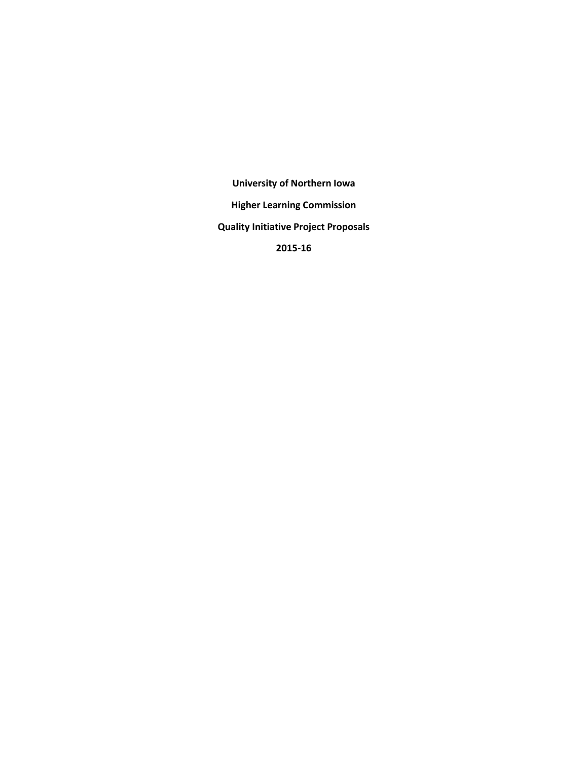# University of Northern Iowa

## Higher Learning Commission

## Quality Initiative Project Proposals

## 2015-16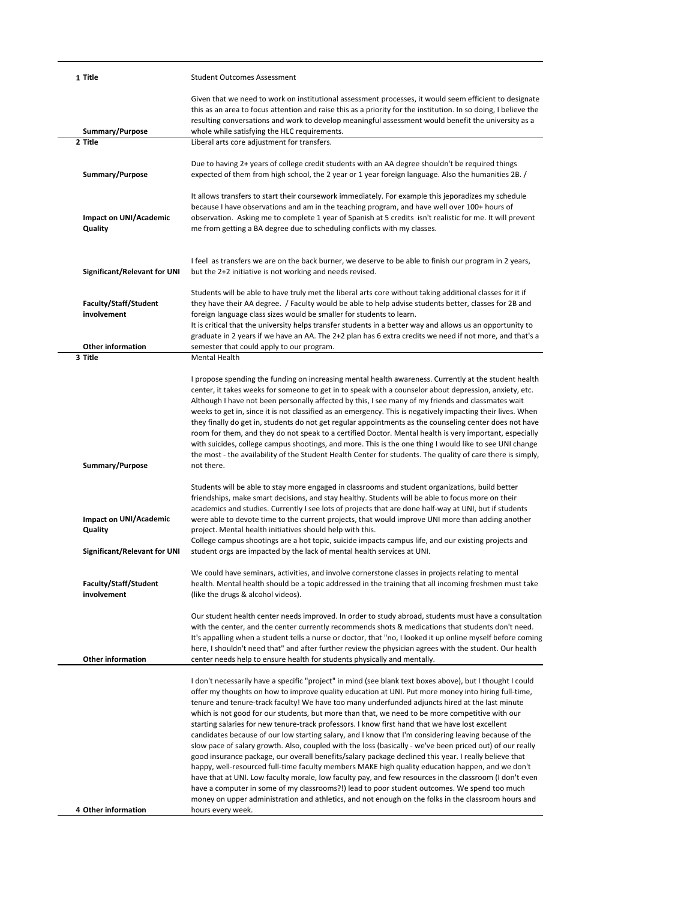| # | Field | Content |
|---|---|---|
| 1 | Title | Student Outcomes Assessment |
| | Summary/Purpose | Given that we need to work on institutional assessment processes, it would seem efficient to designate this as an area to focus attention and raise this as a priority for the institution. In so doing, I believe the resulting conversations and work to develop meaningful assessment would benefit the university as a whole while satisfying the HLC requirements. |
| 2 | Title | Liberal arts core adjustment for transfers. |
| | Summary/Purpose | Due to having 2+ years of college credit students with an AA degree shouldn't be required things expected of them from high school, the 2 year or 1 year foreign language. Also the humanities 2B. / |
| | Impact on UNI/Academic Quality | It allows transfers to start their coursework immediately. For example this jeporadizes my schedule because I have observations and am in the teaching program, and have well over 100+ hours of observation. Asking me to complete 1 year of Spanish at 5 credits isn't realistic for me. It will prevent me from getting a BA degree due to scheduling conflicts with my classes. |
| | Significant/Relevant for UNI | I feel as transfers we are on the back burner, we deserve to be able to finish our program in 2 years, but the 2+2 initiative is not working and needs revised. |
| | Faculty/Staff/Student involvement | Students will be able to have truly met the liberal arts core without taking additional classes for it if they have their AA degree. / Faculty would be able to help advise students better, classes for 2B and foreign language class sizes would be smaller for students to learn. |
| | Other information | It is critical that the university helps transfer students in a better way and allows us an opportunity to graduate in 2 years if we have an AA. The 2+2 plan has 6 extra credits we need if not more, and that's a semester that could apply to our program. |
| 3 | Title | Mental Health |
| | Summary/Purpose | I propose spending the funding on increasing mental health awareness. Currently at the student health center, it takes weeks for someone to get in to speak with a counselor about depression, anxiety, etc. Although I have not been personally affected by this, I see many of my friends and classmates wait weeks to get in, since it is not classified as an emergency. This is negatively impacting their lives. When they finally do get in, students do not get regular appointments as the counseling center does not have room for them, and they do not speak to a certified Doctor. Mental health is very important, especially with suicides, college campus shootings, and more. This is the one thing I would like to see UNI change the most - the availability of the Student Health Center for students. The quality of care there is simply, not there. |
| | Impact on UNI/Academic Quality | Students will be able to stay more engaged in classrooms and student organizations, build better friendships, make smart decisions, and stay healthy. Students will be able to focus more on their academics and studies. Currently I see lots of projects that are done half-way at UNI, but if students were able to devote time to the current projects, that would improve UNI more than adding another project. Mental health initiatives should help with this. |
| | Significant/Relevant for UNI | College campus shootings are a hot topic, suicide impacts campus life, and our existing projects and student orgs are impacted by the lack of mental health services at UNI. |
| | Faculty/Staff/Student involvement | We could have seminars, activities, and involve cornerstone classes in projects relating to mental health. Mental health should be a topic addressed in the training that all incoming freshmen must take (like the drugs & alcohol videos). |
| | Other information | Our student health center needs improved. In order to study abroad, students must have a consultation with the center, and the center currently recommends shots & medications that students don't need. It's appalling when a student tells a nurse or doctor, that "no, I looked it up online myself before coming here, I shouldn't need that" and after further review the physician agrees with the student. Our health center needs help to ensure health for students physically and mentally. |
| 4 | Other information | I don't necessarily have a specific "project" in mind (see blank text boxes above), but I thought I could offer my thoughts on how to improve quality education at UNI. Put more money into hiring full-time, tenure and tenure-track faculty! We have too many underfunded adjuncts hired at the last minute which is not good for our students, but more than that, we need to be more competitive with our starting salaries for new tenure-track professors. I know first hand that we have lost excellent candidates because of our low starting salary, and I know that I'm considering leaving because of the slow pace of salary growth. Also, coupled with the loss (basically - we've been priced out) of our really good insurance package, our overall benefits/salary package declined this year. I really believe that happy, well-resourced full-time faculty members MAKE high quality education happen, and we don't have that at UNI. Low faculty morale, low faculty pay, and few resources in the classroom (I don't even have a computer in some of my classrooms?!) lead to poor student outcomes. We spend too much money on upper administration and athletics, and not enough on the folks in the classroom hours and hours every week. |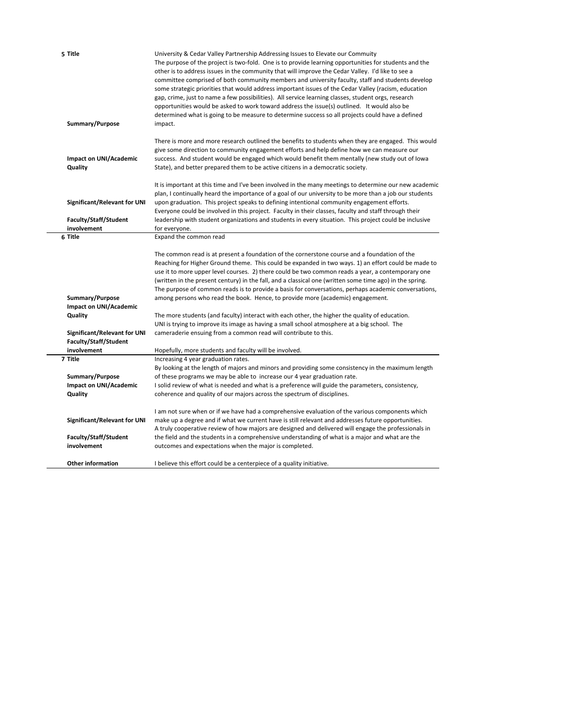| # | Field | Content |
|---|---|---|
| 5 | **Title** | University & Cedar Valley Partnership Addressing Issues to Elevate our Commuity |
| | **Summary/Purpose** | The purpose of the project is two-fold. One is to provide learning opportunities for students and the other is to address issues in the community that will improve the Cedar Valley. I'd like to see a committee comprised of both community members and university faculty, staff and students develop some strategic priorities that would address important issues of the Cedar Valley (racism, education gap, crime, just to name a few possibilities). All service learning classes, student orgs, research opportunities would be asked to work toward address the issue(s) outlined. It would also be determined what is going to be measure to determine success so all projects could have a defined impact. |
| | **Impact on UNI/Academic Quality** | There is more and more research outlined the benefits to students when they are engaged. This would give some direction to community engagement efforts and help define how we can measure our success. And student would be engaged which would benefit them mentally (new study out of Iowa State), and better prepared them to be active citizens in a democratic society. |
| | **Significant/Relevant for UNI** | It is important at this time and I've been involved in the many meetings to determine our new academic plan, I continually heard the importance of a goal of our university to be more than a job our students upon graduation. This project speaks to defining intentional community engagement efforts. |
| | **Faculty/Staff/Student involvement** | Everyone could be involved in this project. Faculty in their classes, faculty and staff through their leadership with student organizations and students in every situation. This project could be inclusive for everyone. |
| 6 | **Title** | Expand the common read |
| | **Summary/Purpose** | The common read is at present a foundation of the cornerstone course and a foundation of the Reaching for Higher Ground theme. This could be expanded in two ways. 1) an effort could be made to use it to more upper level courses. 2) there could be two common reads a year, a contemporary one (written in the present century) in the fall, and a classical one (written some time ago) in the spring. The purpose of common reads is to provide a basis for conversations, perhaps academic conversations, among persons who read the book. Hence, to provide more (academic) engagement. |
| | **Impact on UNI/Academic Quality** | The more students (and faculty) interact with each other, the higher the quality of education. |
| | **Significant/Relevant for UNI** | UNI is trying to improve its image as having a small school atmosphere at a big school. The cameraderie ensuing from a common read will contribute to this. |
| | **Faculty/Staff/Student involvement** | Hopefully, more students and faculty will be involved. |
| 7 | **Title** | Increasing 4 year graduation rates. |
| | **Summary/Purpose** | By looking at the length of majors and minors and providing some consistency in the maximum length of these programs we may be able to increase our 4 year graduation rate. |
| | **Impact on UNI/Academic Quality** | I solid review of what is needed and what is a preference will guide the parameters, consistency, coherence and quality of our majors across the spectrum of disciplines. |
| | **Significant/Relevant for UNI** | I am not sure when or if we have had a comprehensive evaluation of the various components which make up a degree and if what we current have is still relevant and addresses future opportunities. |
| | **Faculty/Staff/Student involvement** | A truly cooperative review of how majors are designed and delivered will engage the professionals in the field and the students in a comprehensive understanding of what is a major and what are the outcomes and expectations when the major is completed. |
| | **Other information** | I believe this effort could be a centerpiece of a quality initiative. |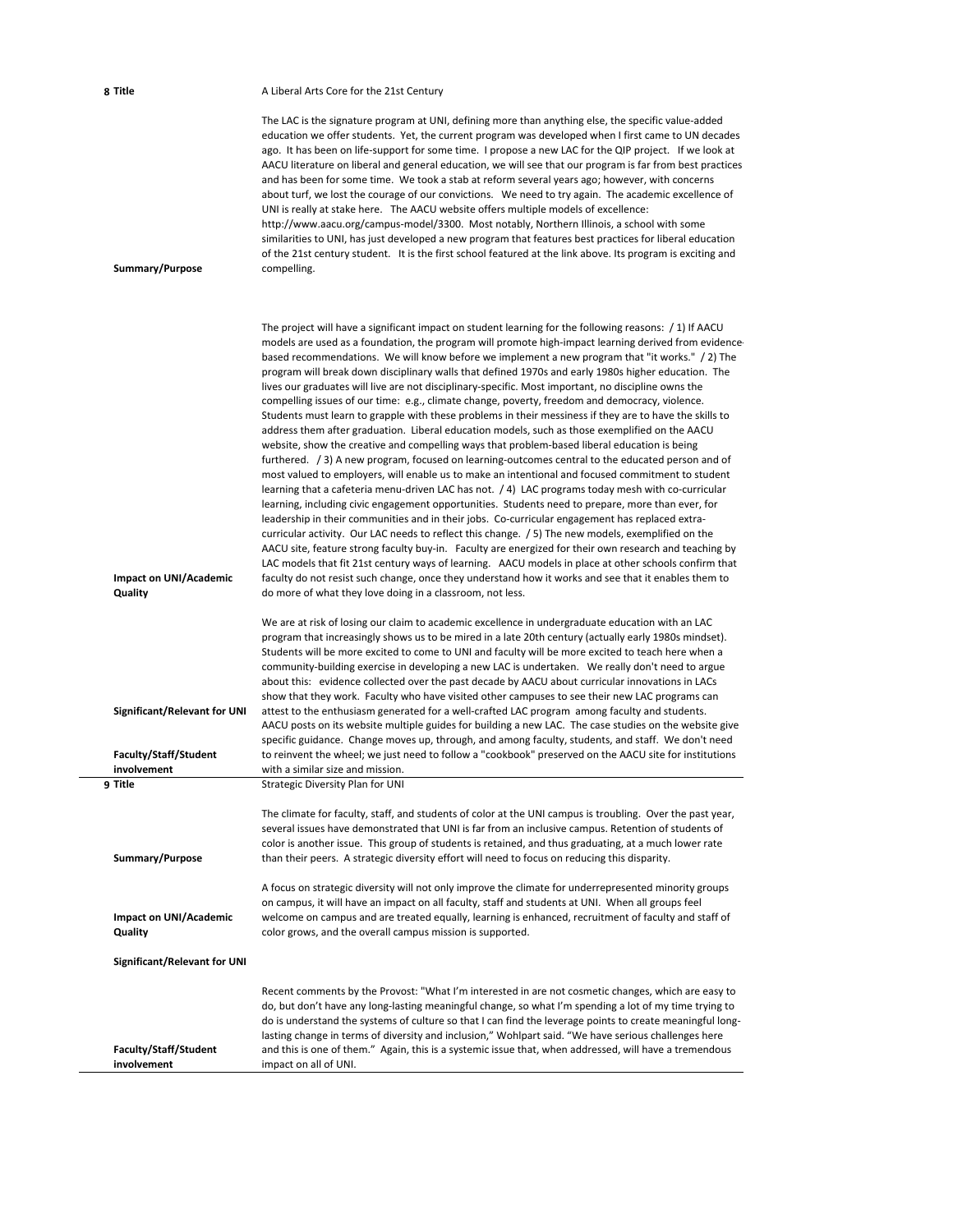| | | |
|---|---|---|
| **8** | **Title** | A Liberal Arts Core for the 21st Century |
| | **Summary/Purpose** | The LAC is the signature program at UNI, defining more than anything else, the specific value-added education we offer students. Yet, the current program was developed when I first came to UN decades ago. It has been on life-support for some time. I propose a new LAC for the QIP project. If we look at AACU literature on liberal and general education, we will see that our program is far from best practices and has been for some time. We took a stab at reform several years ago; however, with concerns about turf, we lost the courage of our convictions. We need to try again. The academic excellence of UNI is really at stake here. The AACU website offers multiple models of excellence: http://www.aacu.org/campus-model/3300. Most notably, Northern Illinois, a school with some similarities to UNI, has just developed a new program that features best practices for liberal education of the 21st century student. It is the first school featured at the link above. Its program is exciting and compelling. |
| | **Impact on UNI/Academic Quality** | The project will have a significant impact on student learning for the following reasons: / 1) If AACU models are used as a foundation, the program will promote high-impact learning derived from evidence-based recommendations. We will know before we implement a new program that "it works." / 2) The program will break down disciplinary walls that defined 1970s and early 1980s higher education. The lives our graduates will live are not disciplinary-specific. Most important, no discipline owns the compelling issues of our time: e.g., climate change, poverty, freedom and democracy, violence. Students must learn to grapple with these problems in their messiness if they are to have the skills to address them after graduation. Liberal education models, such as those exemplified on the AACU website, show the creative and compelling ways that problem-based liberal education is being furthered. / 3) A new program, focused on learning-outcomes central to the educated person and of most valued to employers, will enable us to make an intentional and focused commitment to student learning that a cafeteria menu-driven LAC has not. / 4) LAC programs today mesh with co-curricular learning, including civic engagement opportunities. Students need to prepare, more than ever, for leadership in their communities and in their jobs. Co-curricular engagement has replaced extra-curricular activity. Our LAC needs to reflect this change. / 5) The new models, exemplified on the AACU site, feature strong faculty buy-in. Faculty are energized for their own research and teaching by LAC models that fit 21st century ways of learning. AACU models in place at other schools confirm that faculty do not resist such change, once they understand how it works and see that it enables them to do more of what they love doing in a classroom, not less. |
| | **Significant/Relevant for UNI** | We are at risk of losing our claim to academic excellence in undergraduate education with an LAC program that increasingly shows us to be mired in a late 20th century (actually early 1980s mindset). Students will be more excited to come to UNI and faculty will be more excited to teach here when a community-building exercise in developing a new LAC is undertaken. We really don't need to argue about this: evidence collected over the past decade by AACU about curricular innovations in LACs show that they work. Faculty who have visited other campuses to see their new LAC programs can attest to the enthusiasm generated for a well-crafted LAC program among faculty and students. |
| | **Faculty/Staff/Student involvement** | AACU posts on its website multiple guides for building a new LAC. The case studies on the website give specific guidance. Change moves up, through, and among faculty, students, and staff. We don't need to reinvent the wheel; we just need to follow a "cookbook" preserved on the AACU site for institutions with a similar size and mission. |
| **9** | **Title** | Strategic Diversity Plan for UNI |
| | **Summary/Purpose** | The climate for faculty, staff, and students of color at the UNI campus is troubling. Over the past year, several issues have demonstrated that UNI is far from an inclusive campus. Retention of students of color is another issue. This group of students is retained, and thus graduating, at a much lower rate than their peers. A strategic diversity effort will need to focus on reducing this disparity. |
| | **Impact on UNI/Academic Quality** | A focus on strategic diversity will not only improve the climate for underrepresented minority groups on campus, it will have an impact on all faculty, staff and students at UNI. When all groups feel welcome on campus and are treated equally, learning is enhanced, recruitment of faculty and staff of color grows, and the overall campus mission is supported. |
| | **Significant/Relevant for UNI** | |
| | **Faculty/Staff/Student involvement** | Recent comments by the Provost: "What I'm interested in are not cosmetic changes, which are easy to do, but don't have any long-lasting meaningful change, so what I'm spending a lot of my time trying to do is understand the systems of culture so that I can find the leverage points to create meaningful long-lasting change in terms of diversity and inclusion," Wohlpart said. "We have serious challenges here and this is one of them." Again, this is a systemic issue that, when addressed, will have a tremendous impact on all of UNI. |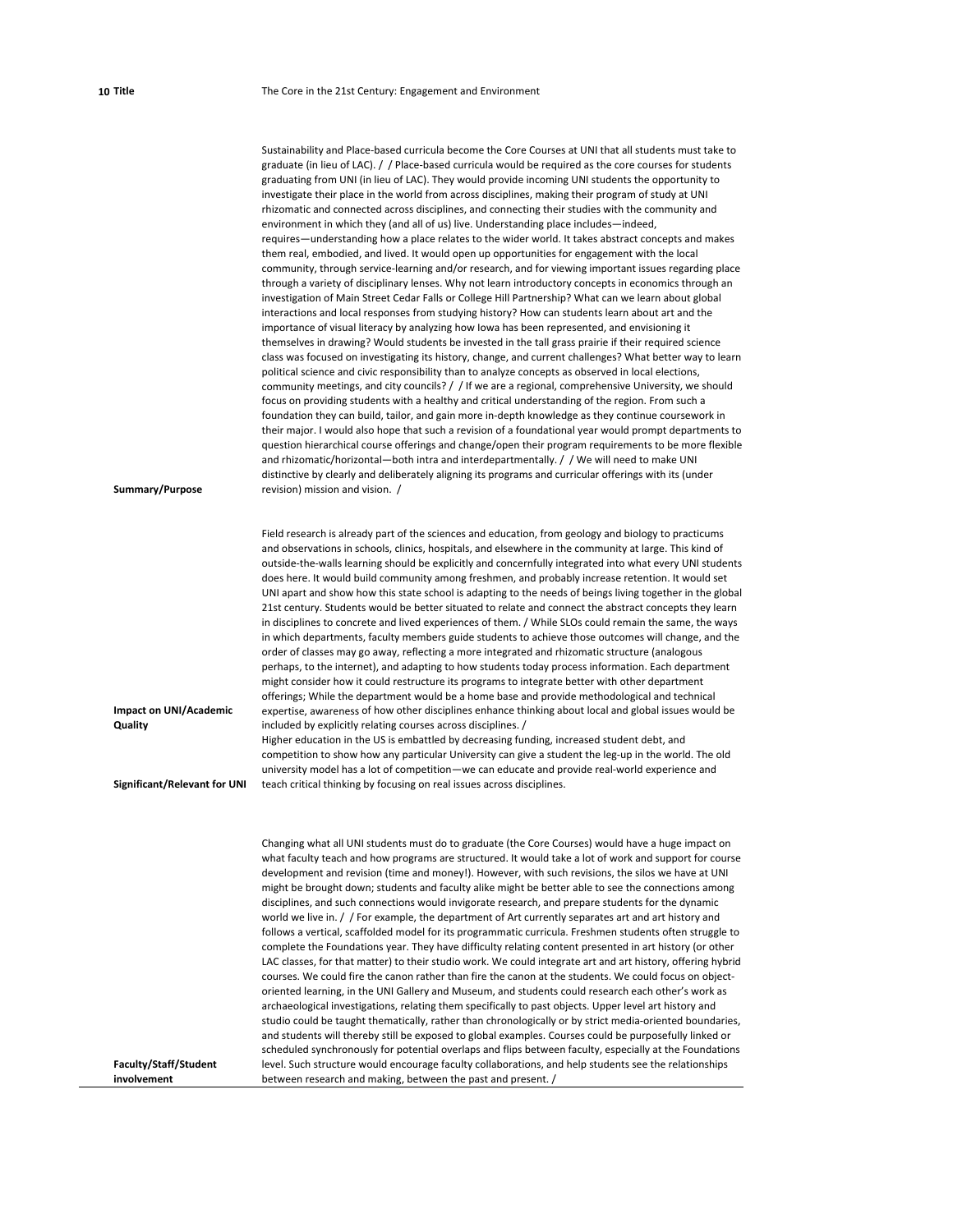**10 Title** The Core in the 21st Century: Engagement and Environment

**Summary/Purpose**

Sustainability and Place-based curricula become the Core Courses at UNI that all students must take to graduate (in lieu of LAC). / / Place-based curricula would be required as the core courses for students graduating from UNI (in lieu of LAC). They would provide incoming UNI students the opportunity to investigate their place in the world from across disciplines, making their program of study at UNI rhizomatic and connected across disciplines, and connecting their studies with the community and environment in which they (and all of us) live. Understanding place includes—indeed, requires—understanding how a place relates to the wider world. It takes abstract concepts and makes them real, embodied, and lived. It would open up opportunities for engagement with the local community, through service-learning and/or research, and for viewing important issues regarding place through a variety of disciplinary lenses. Why not learn introductory concepts in economics through an investigation of Main Street Cedar Falls or College Hill Partnership? What can we learn about global interactions and local responses from studying history? How can students learn about art and the importance of visual literacy by analyzing how Iowa has been represented, and envisioning it themselves in drawing? Would students be invested in the tall grass prairie if their required science class was focused on investigating its history, change, and current challenges? What better way to learn political science and civic responsibility than to analyze concepts as observed in local elections, community meetings, and city councils? / / If we are a regional, comprehensive University, we should focus on providing students with a healthy and critical understanding of the region. From such a foundation they can build, tailor, and gain more in-depth knowledge as they continue coursework in their major. I would also hope that such a revision of a foundational year would prompt departments to question hierarchical course offerings and change/open their program requirements to be more flexible and rhizomatic/horizontal—both intra and interdepartmentally. / / We will need to make UNI distinctive by clearly and deliberately aligning its programs and curricular offerings with its (under revision) mission and vision. /

**Impact on UNI/Academic Quality**

Field research is already part of the sciences and education, from geology and biology to practicums and observations in schools, clinics, hospitals, and elsewhere in the community at large. This kind of outside-the-walls learning should be explicitly and concernfully integrated into what every UNI students does here. It would build community among freshmen, and probably increase retention. It would set UNI apart and show how this state school is adapting to the needs of beings living together in the global 21st century. Students would be better situated to relate and connect the abstract concepts they learn in disciplines to concrete and lived experiences of them. / While SLOs could remain the same, the ways in which departments, faculty members guide students to achieve those outcomes will change, and the order of classes may go away, reflecting a more integrated and rhizomatic structure (analogous perhaps, to the internet), and adapting to how students today process information. Each department might consider how it could restructure its programs to integrate better with other department offerings; While the department would be a home base and provide methodological and technical expertise, awareness of how other disciplines enhance thinking about local and global issues would be included by explicitly relating courses across disciplines. /

**Significant/Relevant for UNI**

Higher education in the US is embattled by decreasing funding, increased student debt, and competition to show how any particular University can give a student the leg-up in the world. The old university model has a lot of competition—we can educate and provide real-world experience and teach critical thinking by focusing on real issues across disciplines.

**Faculty/Staff/Student involvement**

Changing what all UNI students must do to graduate (the Core Courses) would have a huge impact on what faculty teach and how programs are structured. It would take a lot of work and support for course development and revision (time and money!). However, with such revisions, the silos we have at UNI might be brought down; students and faculty alike might be better able to see the connections among disciplines, and such connections would invigorate research, and prepare students for the dynamic world we live in. / / For example, the department of Art currently separates art and art history and follows a vertical, scaffolded model for its programmatic curricula. Freshmen students often struggle to complete the Foundations year. They have difficulty relating content presented in art history (or other LAC classes, for that matter) to their studio work. We could integrate art and art history, offering hybrid courses. We could fire the canon rather than fire the canon at the students. We could focus on object-oriented learning, in the UNI Gallery and Museum, and students could research each other's work as archaeological investigations, relating them specifically to past objects. Upper level art history and studio could be taught thematically, rather than chronologically or by strict media-oriented boundaries, and students will thereby still be exposed to global examples. Courses could be purposefully linked or scheduled synchronously for potential overlaps and flips between faculty, especially at the Foundations level. Such structure would encourage faculty collaborations, and help students see the relationships between research and making, between the past and present. /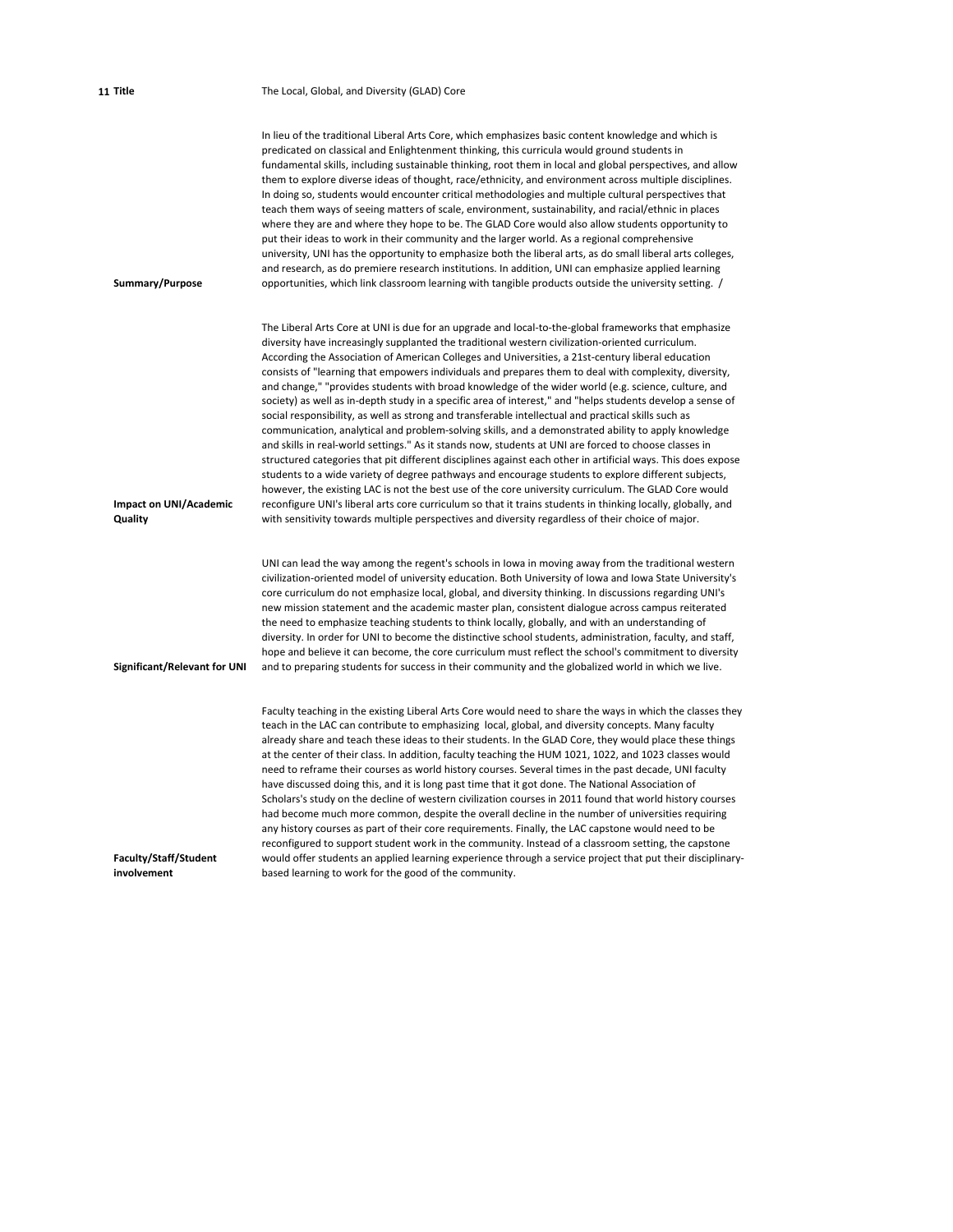**11 Title**

The Local, Global, and Diversity (GLAD) Core

**Summary/Purpose**

In lieu of the traditional Liberal Arts Core, which emphasizes basic content knowledge and which is predicated on classical and Enlightenment thinking, this curricula would ground students in fundamental skills, including sustainable thinking, root them in local and global perspectives, and allow them to explore diverse ideas of thought, race/ethnicity, and environment across multiple disciplines. In doing so, students would encounter critical methodologies and multiple cultural perspectives that teach them ways of seeing matters of scale, environment, sustainability, and racial/ethnic in places where they are and where they hope to be. The GLAD Core would also allow students opportunity to put their ideas to work in their community and the larger world. As a regional comprehensive university, UNI has the opportunity to emphasize both the liberal arts, as do small liberal arts colleges, and research, as do premiere research institutions. In addition, UNI can emphasize applied learning opportunities, which link classroom learning with tangible products outside the university setting. /

**Impact on UNI/Academic Quality**

The Liberal Arts Core at UNI is due for an upgrade and local-to-the-global frameworks that emphasize diversity have increasingly supplanted the traditional western civilization-oriented curriculum. According the Association of American Colleges and Universities, a 21st-century liberal education consists of "learning that empowers individuals and prepares them to deal with complexity, diversity, and change," "provides students with broad knowledge of the wider world (e.g. science, culture, and society) as well as in-depth study in a specific area of interest," and "helps students develop a sense of social responsibility, as well as strong and transferable intellectual and practical skills such as communication, analytical and problem-solving skills, and a demonstrated ability to apply knowledge and skills in real-world settings." As it stands now, students at UNI are forced to choose classes in structured categories that pit different disciplines against each other in artificial ways. This does expose students to a wide variety of degree pathways and encourage students to explore different subjects, however, the existing LAC is not the best use of the core university curriculum. The GLAD Core would reconfigure UNI's liberal arts core curriculum so that it trains students in thinking locally, globally, and with sensitivity towards multiple perspectives and diversity regardless of their choice of major.

**Significant/Relevant for UNI**

UNI can lead the way among the regent's schools in Iowa in moving away from the traditional western civilization-oriented model of university education. Both University of Iowa and Iowa State University's core curriculum do not emphasize local, global, and diversity thinking. In discussions regarding UNI's new mission statement and the academic master plan, consistent dialogue across campus reiterated the need to emphasize teaching students to think locally, globally, and with an understanding of diversity. In order for UNI to become the distinctive school students, administration, faculty, and staff, hope and believe it can become, the core curriculum must reflect the school's commitment to diversity and to preparing students for success in their community and the globalized world in which we live.

**Faculty/Staff/Student involvement**

Faculty teaching in the existing Liberal Arts Core would need to share the ways in which the classes they teach in the LAC can contribute to emphasizing local, global, and diversity concepts. Many faculty already share and teach these ideas to their students. In the GLAD Core, they would place these things at the center of their class. In addition, faculty teaching the HUM 1021, 1022, and 1023 classes would need to reframe their courses as world history courses. Several times in the past decade, UNI faculty have discussed doing this, and it is long past time that it got done. The National Association of Scholars's study on the decline of western civilization courses in 2011 found that world history courses had become much more common, despite the overall decline in the number of universities requiring any history courses as part of their core requirements. Finally, the LAC capstone would need to be reconfigured to support student work in the community. Instead of a classroom setting, the capstone would offer students an applied learning experience through a service project that put their disciplinary-based learning to work for the good of the community.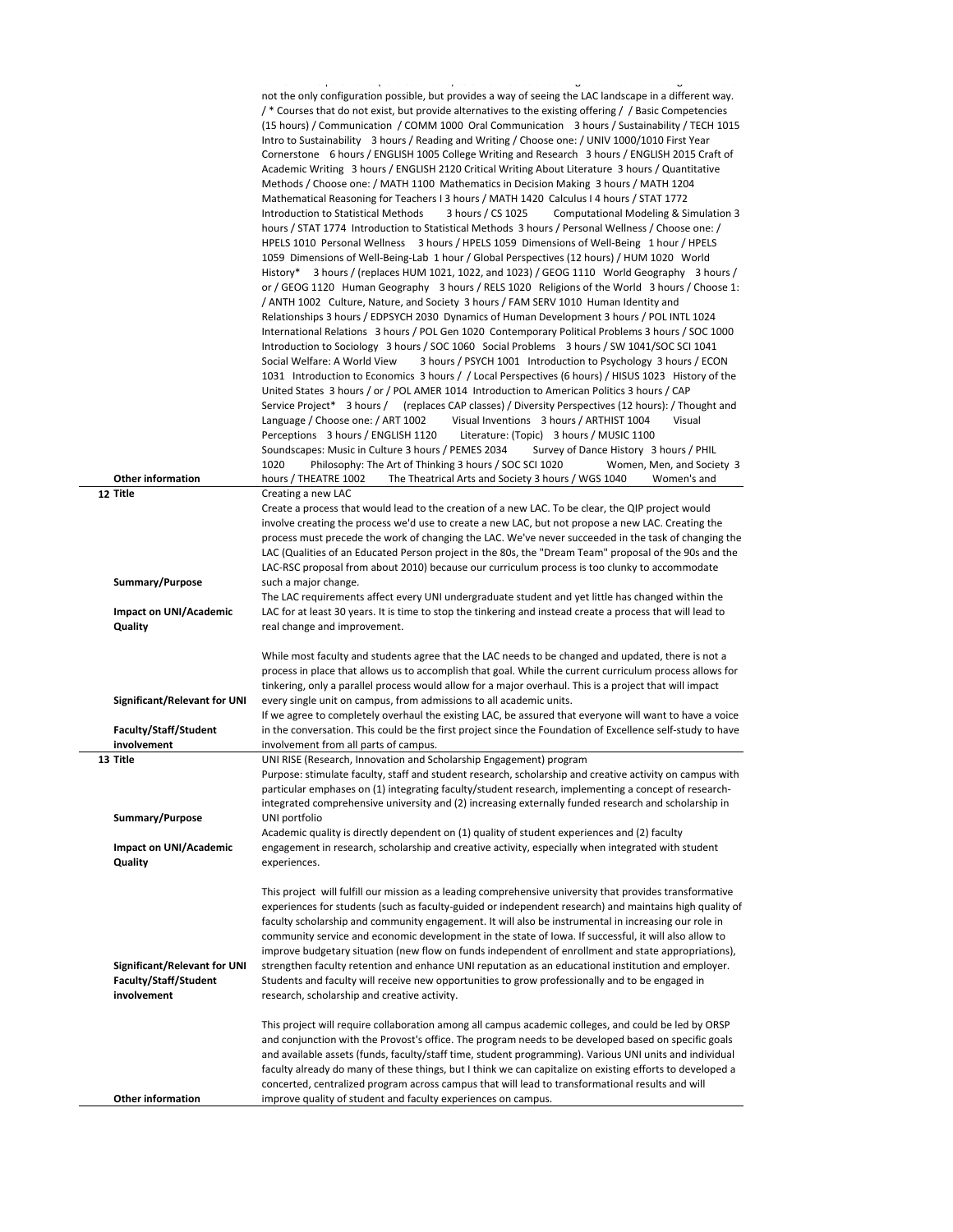| | |
|---|---|
| **Other information** | not the only configuration possible, but provides a way of seeing the LAC landscape in a different way. / * Courses that do not exist, but provide alternatives to the existing offering / / Basic Competencies (15 hours) / Communication / COMM 1000 Oral Communication 3 hours / Sustainability / TECH 1015 Intro to Sustainability 3 hours / Reading and Writing / Choose one: / UNIV 1000/1010 First Year Cornerstone 6 hours / ENGLISH 1005 College Writing and Research 3 hours / ENGLISH 2015 Craft of Academic Writing 3 hours / ENGLISH 2120 Critical Writing About Literature 3 hours / Quantitative Methods / Choose one: / MATH 1100 Mathematics in Decision Making 3 hours / MATH 1204 Mathematical Reasoning for Teachers I 3 hours / MATH 1420 Calculus I 4 hours / STAT 1772 Introduction to Statistical Methods 3 hours / CS 1025 Computational Modeling & Simulation 3 hours / STAT 1774 Introduction to Statistical Methods 3 hours / Personal Wellness / Choose one: / HPELS 1010 Personal Wellness 3 hours / HPELS 1059 Dimensions of Well-Being 1 hour / HPELS 1059 Dimensions of Well-Being-Lab 1 hour / Global Perspectives (12 hours) / HUM 1020 World History* 3 hours / (replaces HUM 1021, 1022, and 1023) / GEOG 1110 World Geography 3 hours / or / GEOG 1120 Human Geography 3 hours / RELS 1020 Religions of the World 3 hours / Choose 1: / ANTH 1002 Culture, Nature, and Society 3 hours / FAM SERV 1010 Human Identity and Relationships 3 hours / EDPSYCH 2030 Dynamics of Human Development 3 hours / POL INTL 1024 International Relations 3 hours / POL Gen 1020 Contemporary Political Problems 3 hours / SOC 1000 Introduction to Sociology 3 hours / SOC 1060 Social Problems 3 hours / SW 1041/SOC SCI 1041 Social Welfare: A World View 3 hours / PSYCH 1001 Introduction to Psychology 3 hours / ECON 1031 Introduction to Economics 3 hours / / Local Perspectives (6 hours) / HISUS 1023 History of the United States 3 hours / or / POL AMER 1014 Introduction to American Politics 3 hours / CAP Service Project* 3 hours / (replaces CAP classes) / Diversity Perspectives (12 hours): / Thought and Language / Choose one: / ART 1002 Visual Inventions 3 hours / ARTHIST 1004 Visual Perceptions 3 hours / ENGLISH 1120 Literature: (Topic) 3 hours / MUSIC 1100 Soundscapes: Music in Culture 3 hours / PEMES 2034 Survey of Dance History 3 hours / PHIL 1020 Philosophy: The Art of Thinking 3 hours / SOC SCI 1020 Women, Men, and Society 3 hours / THEATRE 1002 The Theatrical Arts and Society 3 hours / WGS 1040 Women's and |
| **12 Title** | Creating a new LAC |
| **Summary/Purpose** | Create a process that would lead to the creation of a new LAC. To be clear, the QIP project would involve creating the process we'd use to create a new LAC, but not propose a new LAC. Creating the process must precede the work of changing the LAC. We've never succeeded in the task of changing the LAC (Qualities of an Educated Person project in the 80s, the "Dream Team" proposal of the 90s and the LAC-RSC proposal from about 2010) because our curriculum process is too clunky to accommodate such a major change. |
| **Impact on UNI/Academic Quality** | The LAC requirements affect every UNI undergraduate student and yet little has changed within the LAC for at least 30 years. It is time to stop the tinkering and instead create a process that will lead to real change and improvement. |
| **Significant/Relevant for UNI** | While most faculty and students agree that the LAC needs to be changed and updated, there is not a process in place that allows us to accomplish that goal. While the current curriculum process allows for tinkering, only a parallel process would allow for a major overhaul. This is a project that will impact every single unit on campus, from admissions to all academic units. |
| **Faculty/Staff/Student involvement** | If we agree to completely overhaul the existing LAC, be assured that everyone will want to have a voice in the conversation. This could be the first project since the Foundation of Excellence self-study to have involvement from all parts of campus. |
| **13 Title** | UNI RISE (Research, Innovation and Scholarship Engagement) program |
| **Summary/Purpose** | Purpose: stimulate faculty, staff and student research, scholarship and creative activity on campus with particular emphases on (1) integrating faculty/student research, implementing a concept of research-integrated comprehensive university and (2) increasing externally funded research and scholarship in UNI portfolio |
| **Impact on UNI/Academic Quality** | Academic quality is directly dependent on (1) quality of student experiences and (2) faculty engagement in research, scholarship and creative activity, especially when integrated with student experiences. |
| **Significant/Relevant for UNI** | This project will fulfill our mission as a leading comprehensive university that provides transformative experiences for students (such as faculty-guided or independent research) and maintains high quality of faculty scholarship and community engagement. It will also be instrumental in increasing our role in community service and economic development in the state of Iowa. If successful, it will also allow to improve budgetary situation (new flow on funds independent of enrollment and state appropriations), strengthen faculty retention and enhance UNI reputation as an educational institution and employer. |
| **Faculty/Staff/Student involvement** | Students and faculty will receive new opportunities to grow professionally and to be engaged in research, scholarship and creative activity. |
| **Other information** | This project will require collaboration among all campus academic colleges, and could be led by ORSP and conjunction with the Provost's office. The program needs to be developed based on specific goals and available assets (funds, faculty/staff time, student programming). Various UNI units and individual faculty already do many of these things, but I think we can capitalize on existing efforts to developed a concerted, centralized program across campus that will lead to transformational results and will improve quality of student and faculty experiences on campus. |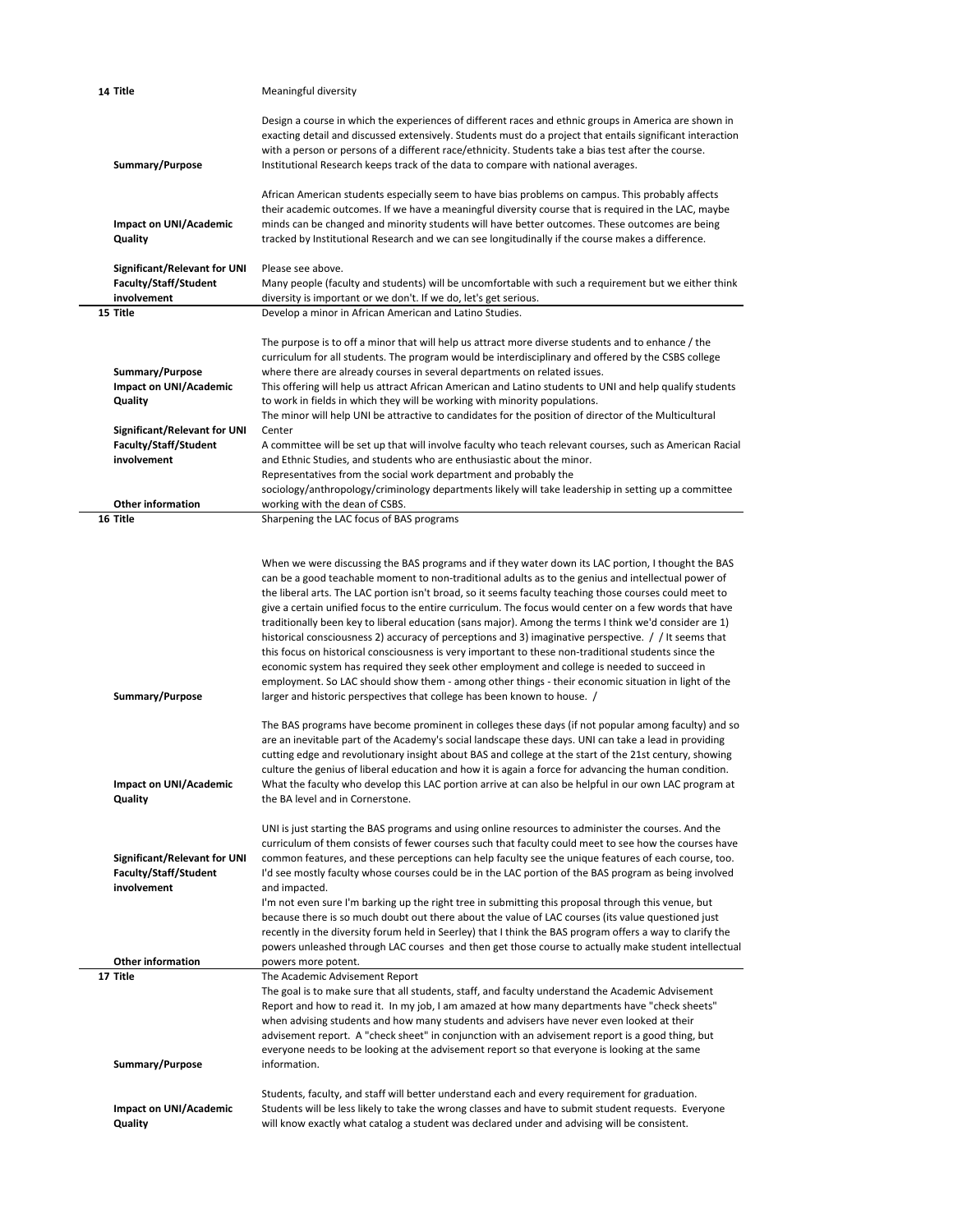| # | Field | Content |
|---|---|---|
| 14 | Title | Meaningful diversity |
| | Summary/Purpose | Design a course in which the experiences of different races and ethnic groups in America are shown in exacting detail and discussed extensively. Students must do a project that entails significant interaction with a person or persons of a different race/ethnicity. Students take a bias test after the course. Institutional Research keeps track of the data to compare with national averages. |
| | Impact on UNI/Academic Quality | African American students especially seem to have bias problems on campus. This probably affects their academic outcomes. If we have a meaningful diversity course that is required in the LAC, maybe minds can be changed and minority students will have better outcomes. These outcomes are being tracked by Institutional Research and we can see longitudinally if the course makes a difference. |
| | Significant/Relevant for UNI Faculty/Staff/Student involvement | Please see above. Many people (faculty and students) will be uncomfortable with such a requirement but we either think diversity is important or we don't. If we do, let's get serious. |
| 15 | Title | Develop a minor in African American and Latino Studies. |
| | Summary/Purpose | The purpose is to off a minor that will help us attract more diverse students and to enhance / the curriculum for all students. The program would be interdisciplinary and offered by the CSBS college where there are already courses in several departments on related issues. |
| | Impact on UNI/Academic Quality | This offering will help us attract African American and Latino students to UNI and help qualify students to work in fields in which they will be working with minority populations. The minor will help UNI be attractive to candidates for the position of director of the Multicultural Center |
| | Significant/Relevant for UNI Faculty/Staff/Student involvement | A committee will be set up that will involve faculty who teach relevant courses, such as American Racial and Ethnic Studies, and students who are enthusiastic about the minor. |
| | Other information | Representatives from the social work department and probably the sociology/anthropology/criminology departments likely will take leadership in setting up a committee working with the dean of CSBS. |
| 16 | Title | Sharpening the LAC focus of BAS programs |
| | Summary/Purpose | When we were discussing the BAS programs and if they water down its LAC portion, I thought the BAS can be a good teachable moment to non-traditional adults as to the genius and intellectual power of the liberal arts. The LAC portion isn't broad, so it seems faculty teaching those courses could meet to give a certain unified focus to the entire curriculum. The focus would center on a few words that have traditionally been key to liberal education (sans major). Among the terms I think we'd consider are 1) historical consciousness 2) accuracy of perceptions and 3) imaginative perspective. / / It seems that this focus on historical consciousness is very important to these non-traditional students since the economic system has required they seek other employment and college is needed to succeed in employment. So LAC should show them - among other things - their economic situation in light of the larger and historic perspectives that college has been known to house. / |
| | Impact on UNI/Academic Quality | The BAS programs have become prominent in colleges these days (if not popular among faculty) and so are an inevitable part of the Academy's social landscape these days. UNI can take a lead in providing cutting edge and revolutionary insight about BAS and college at the start of the 21st century, showing culture the genius of liberal education and how it is again a force for advancing the human condition. What the faculty who develop this LAC portion arrive at can also be helpful in our own LAC program at the BA level and in Cornerstone. |
| | Significant/Relevant for UNI Faculty/Staff/Student involvement | UNI is just starting the BAS programs and using online resources to administer the courses. And the curriculum of them consists of fewer courses such that faculty could meet to see how the courses have common features, and these perceptions can help faculty see the unique features of each course, too. I'd see mostly faculty whose courses could be in the LAC portion of the BAS program as being involved and impacted. |
| | Other information | I'm not even sure I'm barking up the right tree in submitting this proposal through this venue, but because there is so much doubt out there about the value of LAC courses (its value questioned just recently in the diversity forum held in Seerley) that I think the BAS program offers a way to clarify the powers unleashed through LAC courses and then get those course to actually make student intellectual powers more potent. |
| 17 | Title | The Academic Advisement Report |
| | Summary/Purpose | The goal is to make sure that all students, staff, and faculty understand the Academic Advisement Report and how to read it. In my job, I am amazed at how many departments have "check sheets" when advising students and how many students and advisers have never even looked at their advisement report. A "check sheet" in conjunction with an advisement report is a good thing, but everyone needs to be looking at the advisement report so that everyone is looking at the same information. |
| | Impact on UNI/Academic Quality | Students, faculty, and staff will better understand each and every requirement for graduation. Students will be less likely to take the wrong classes and have to submit student requests. Everyone will know exactly what catalog a student was declared under and advising will be consistent. |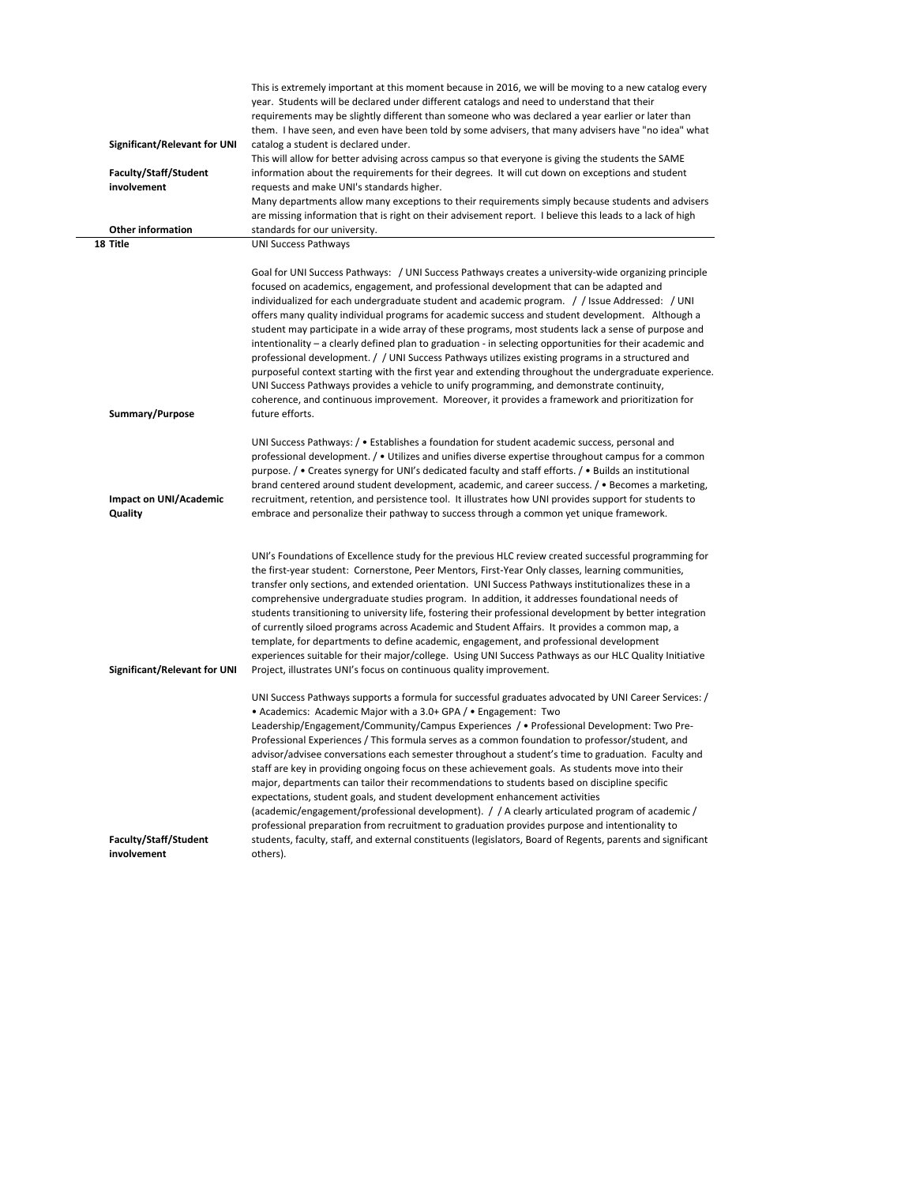| | |
|---|---|
| **Significant/Relevant for UNI** | This is extremely important at this moment because in 2016, we will be moving to a new catalog every year. Students will be declared under different catalogs and need to understand that their requirements may be slightly different than someone who was declared a year earlier or later than them. I have seen, and even have been told by some advisers, that many advisers have "no idea" what catalog a student is declared under. |
| **Faculty/Staff/Student involvement** | This will allow for better advising across campus so that everyone is giving the students the SAME information about the requirements for their degrees. It will cut down on exceptions and student requests and make UNI's standards higher. |
| **Other information** | Many departments allow many exceptions to their requirements simply because students and advisers are missing information that is right on their advisement report. I believe this leads to a lack of high standards for our university. |
| **18 Title** | UNI Success Pathways |
| **Summary/Purpose** | Goal for UNI Success Pathways: / UNI Success Pathways creates a university-wide organizing principle focused on academics, engagement, and professional development that can be adapted and individualized for each undergraduate student and academic program. / / Issue Addressed: / UNI offers many quality individual programs for academic success and student development. Although a student may participate in a wide array of these programs, most students lack a sense of purpose and intentionality – a clearly defined plan to graduation - in selecting opportunities for their academic and professional development. / / UNI Success Pathways utilizes existing programs in a structured and purposeful context starting with the first year and extending throughout the undergraduate experience. UNI Success Pathways provides a vehicle to unify programming, and demonstrate continuity, coherence, and continuous improvement. Moreover, it provides a framework and prioritization for future efforts. |
| **Impact on UNI/Academic Quality** | UNI Success Pathways: / • Establishes a foundation for student academic success, personal and professional development. / • Utilizes and unifies diverse expertise throughout campus for a common purpose. / • Creates synergy for UNI's dedicated faculty and staff efforts. / • Builds an institutional brand centered around student development, academic, and career success. / • Becomes a marketing, recruitment, retention, and persistence tool. It illustrates how UNI provides support for students to embrace and personalize their pathway to success through a common yet unique framework. |
| **Significant/Relevant for UNI** | UNI's Foundations of Excellence study for the previous HLC review created successful programming for the first-year student: Cornerstone, Peer Mentors, First-Year Only classes, learning communities, transfer only sections, and extended orientation. UNI Success Pathways institutionalizes these in a comprehensive undergraduate studies program. In addition, it addresses foundational needs of students transitioning to university life, fostering their professional development by better integration of currently siloed programs across Academic and Student Affairs. It provides a common map, a template, for departments to define academic, engagement, and professional development experiences suitable for their major/college. Using UNI Success Pathways as our HLC Quality Initiative Project, illustrates UNI's focus on continuous quality improvement. |
| **Faculty/Staff/Student involvement** | UNI Success Pathways supports a formula for successful graduates advocated by UNI Career Services: / • Academics: Academic Major with a 3.0+ GPA / • Engagement: Two Leadership/Engagement/Community/Campus Experiences / • Professional Development: Two Pre-Professional Experiences / This formula serves as a common foundation to professor/student, and advisor/advisee conversations each semester throughout a student's time to graduation. Faculty and staff are key in providing ongoing focus on these achievement goals. As students move into their major, departments can tailor their recommendations to students based on discipline specific expectations, student goals, and student development enhancement activities (academic/engagement/professional development). / / A clearly articulated program of academic / professional preparation from recruitment to graduation provides purpose and intentionality to students, faculty, staff, and external constituents (legislators, Board of Regents, parents and significant others). |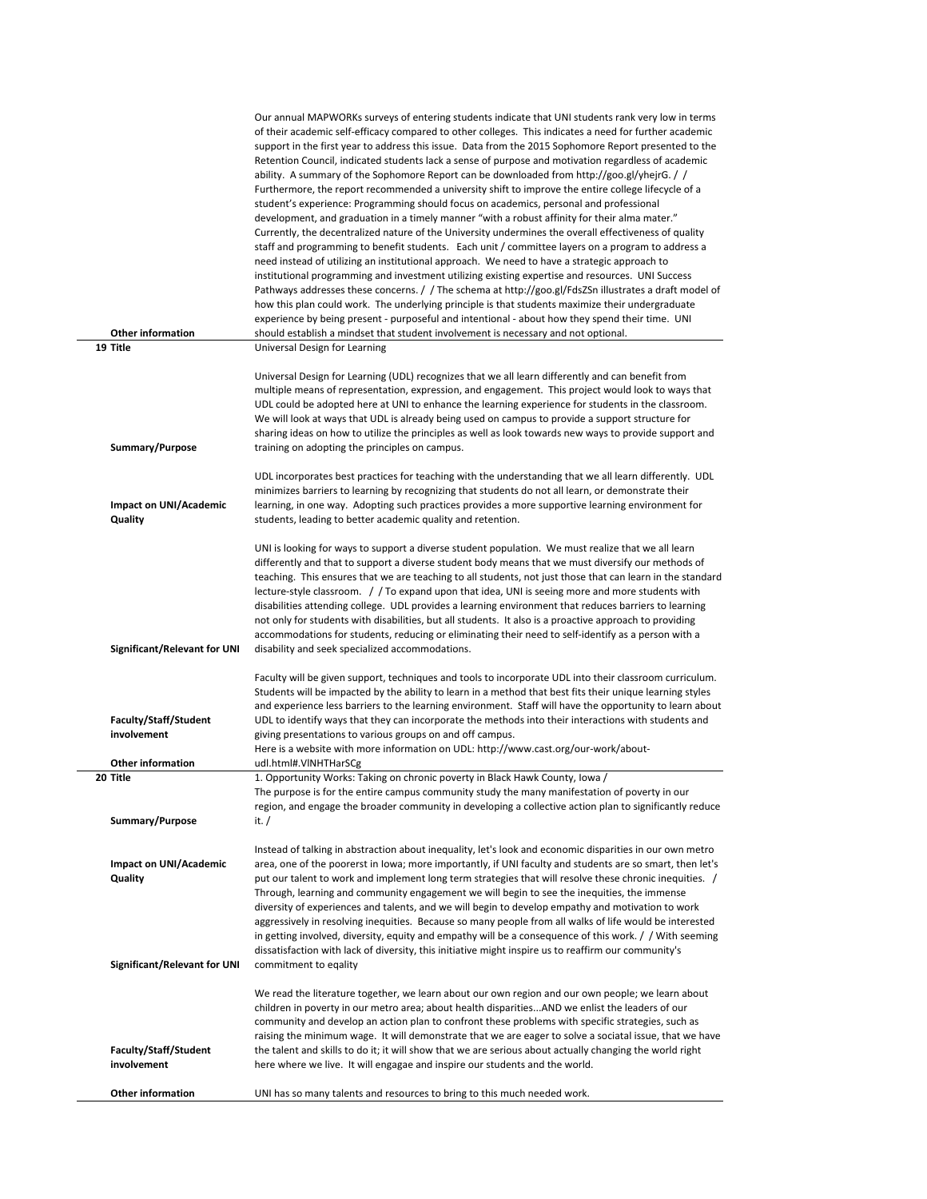| | |
|---|---|
| **Other information** | Our annual MAPWORKs surveys of entering students indicate that UNI students rank very low in terms of their academic self-efficacy compared to other colleges. This indicates a need for further academic support in the first year to address this issue. Data from the 2015 Sophomore Report presented to the Retention Council, indicated students lack a sense of purpose and motivation regardless of academic ability. A summary of the Sophomore Report can be downloaded from http://goo.gl/yhejrG. / / Furthermore, the report recommended a university shift to improve the entire college lifecycle of a student's experience: Programming should focus on academics, personal and professional development, and graduation in a timely manner "with a robust affinity for their alma mater." Currently, the decentralized nature of the University undermines the overall effectiveness of quality staff and programming to benefit students. Each unit / committee layers on a program to address a need instead of utilizing an institutional approach. We need to have a strategic approach to institutional programming and investment utilizing existing expertise and resources. UNI Success Pathways addresses these concerns. / / The schema at http://goo.gl/FdsZSn illustrates a draft model of how this plan could work. The underlying principle is that students maximize their undergraduate experience by being present - purposeful and intentional - about how they spend their time. UNI should establish a mindset that student involvement is necessary and not optional. |
| **19 Title** | Universal Design for Learning |
| **Summary/Purpose** | Universal Design for Learning (UDL) recognizes that we all learn differently and can benefit from multiple means of representation, expression, and engagement. This project would look to ways that UDL could be adopted here at UNI to enhance the learning experience for students in the classroom. We will look at ways that UDL is already being used on campus to provide a support structure for sharing ideas on how to utilize the principles as well as look towards new ways to provide support and training on adopting the principles on campus. |
| **Impact on UNI/Academic Quality** | UDL incorporates best practices for teaching with the understanding that we all learn differently. UDL minimizes barriers to learning by recognizing that students do not all learn, or demonstrate their learning, in one way. Adopting such practices provides a more supportive learning environment for students, leading to better academic quality and retention. |
| **Significant/Relevant for UNI** | UNI is looking for ways to support a diverse student population. We must realize that we all learn differently and that to support a diverse student body means that we must diversify our methods of teaching. This ensures that we are teaching to all students, not just those that can learn in the standard lecture-style classroom. / / To expand upon that idea, UNI is seeing more and more students with disabilities attending college. UDL provides a learning environment that reduces barriers to learning not only for students with disabilities, but all students. It also is a proactive approach to providing accommodations for students, reducing or eliminating their need to self-identify as a person with a disability and seek specialized accommodations. |
| **Faculty/Staff/Student involvement** | Faculty will be given support, techniques and tools to incorporate UDL into their classroom curriculum. Students will be impacted by the ability to learn in a method that best fits their unique learning styles and experience less barriers to the learning environment. Staff will have the opportunity to learn about UDL to identify ways that they can incorporate the methods into their interactions with students and giving presentations to various groups on and off campus. |
| **Other information** | Here is a website with more information on UDL: http://www.cast.org/our-work/about-udl.html#.VlNHTHarSCg |
| **20 Title** | 1. Opportunity Works: Taking on chronic poverty in Black Hawk County, Iowa / |
| **Summary/Purpose** | The purpose is for the entire campus community study the many manifestation of poverty in our region, and engage the broader community in developing a collective action plan to significantly reduce it. / |
| **Impact on UNI/Academic Quality** | Instead of talking in abstraction about inequality, let's look and economic disparities in our own metro area, one of the poorerst in Iowa; more importantly, if UNI faculty and students are so smart, then let's put our talent to work and implement long term strategies that will resolve these chronic inequities. / |
| **Significant/Relevant for UNI** | Through, learning and community engagement we will begin to see the inequities, the immense diversity of experiences and talents, and we will begin to develop empathy and motivation to work aggressively in resolving inequities. Because so many people from all walks of life would be interested in getting involved, diversity, equity and empathy will be a consequence of this work. / / With seeming dissatisfaction with lack of diversity, this initiative might inspire us to reaffirm our community's commitment to eqality |
| **Faculty/Staff/Student involvement** | We read the literature together, we learn about our own region and our own people; we learn about children in poverty in our metro area; about health disparities...AND we enlist the leaders of our community and develop an action plan to confront these problems with specific strategies, such as raising the minimum wage. It will demonstrate that we are eager to solve a sociatal issue, that we have the talent and skills to do it; it will show that we are serious about actually changing the world right here where we live. It will engagae and inspire our students and the world. |
| **Other information** | UNI has so many talents and resources to bring to this much needed work. |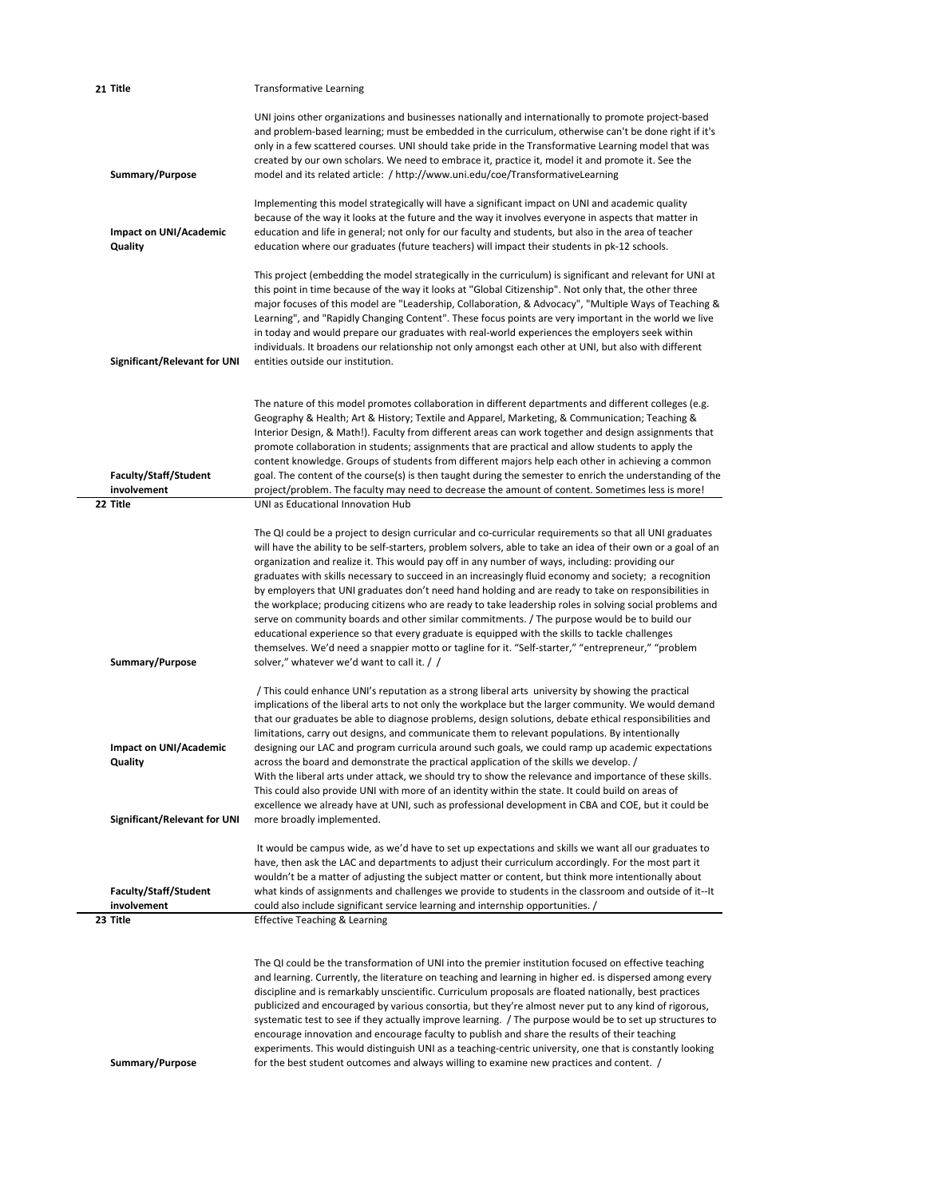| # | Field | Content |
|---|---|---|
| 21 | Title | Transformative Learning |
| | Summary/Purpose | UNI joins other organizations and businesses nationally and internationally to promote project-based and problem-based learning; must be embedded in the curriculum, otherwise can't be done right if it's only in a few scattered courses. UNI should take pride in the Transformative Learning model that was created by our own scholars. We need to embrace it, practice it, model it and promote it. See the model and its related article: / http://www.uni.edu/coe/TransformativeLearning |
| | Impact on UNI/Academic Quality | Implementing this model strategically will have a significant impact on UNI and academic quality because of the way it looks at the future and the way it involves everyone in aspects that matter in education and life in general; not only for our faculty and students, but also in the area of teacher education where our graduates (future teachers) will impact their students in pk-12 schools. |
| | Significant/Relevant for UNI | This project (embedding the model strategically in the curriculum) is significant and relevant for UNI at this point in time because of the way it looks at "Global Citizenship". Not only that, the other three major focuses of this model are "Leadership, Collaboration, & Advocacy", "Multiple Ways of Teaching & Learning", and "Rapidly Changing Content". These focus points are very important in the world we live in today and would prepare our graduates with real-world experiences the employers seek within individuals. It broadens our relationship not only amongst each other at UNI, but also with different entities outside our institution. |
| | Faculty/Staff/Student involvement | The nature of this model promotes collaboration in different departments and different colleges (e.g. Geography & Health; Art & History; Textile and Apparel, Marketing, & Communication; Teaching & Interior Design, & Math!). Faculty from different areas can work together and design assignments that promote collaboration in students; assignments that are practical and allow students to apply the content knowledge. Groups of students from different majors help each other in achieving a common goal. The content of the course(s) is then taught during the semester to enrich the understanding of the project/problem. The faculty may need to decrease the amount of content. Sometimes less is more! |
| 22 | Title | UNI as Educational Innovation Hub |
| | Summary/Purpose | The QI could be a project to design curricular and co-curricular requirements so that all UNI graduates will have the ability to be self-starters, problem solvers, able to take an idea of their own or a goal of an organization and realize it. This would pay off in any number of ways, including: providing our graduates with skills necessary to succeed in an increasingly fluid economy and society; a recognition by employers that UNI graduates don't need hand holding and are ready to take on responsibilities in the workplace; producing citizens who are ready to take leadership roles in solving social problems and serve on community boards and other similar commitments. / The purpose would be to build our educational experience so that every graduate is equipped with the skills to tackle challenges themselves. We'd need a snappier motto or tagline for it. "Self-starter," "entrepreneur," "problem solver," whatever we'd want to call it. / / |
| | Impact on UNI/Academic Quality | / This could enhance UNI's reputation as a strong liberal arts university by showing the practical implications of the liberal arts to not only the workplace but the larger community. We would demand that our graduates be able to diagnose problems, design solutions, debate ethical responsibilities and limitations, carry out designs, and communicate them to relevant populations. By intentionally designing our LAC and program curricula around such goals, we could ramp up academic expectations across the board and demonstrate the practical application of the skills we develop. / |
| | Significant/Relevant for UNI | With the liberal arts under attack, we should try to show the relevance and importance of these skills. This could also provide UNI with more of an identity within the state. It could build on areas of excellence we already have at UNI, such as professional development in CBA and COE, but it could be more broadly implemented. |
| | Faculty/Staff/Student involvement | It would be campus wide, as we'd have to set up expectations and skills we want all our graduates to have, then ask the LAC and departments to adjust their curriculum accordingly. For the most part it wouldn't be a matter of adjusting the subject matter or content, but think more intentionally about what kinds of assignments and challenges we provide to students in the classroom and outside of it--It could also include significant service learning and internship opportunities. / |
| 23 | Title | Effective Teaching & Learning |
| | Summary/Purpose | The QI could be the transformation of UNI into the premier institution focused on effective teaching and learning. Currently, the literature on teaching and learning in higher ed. is dispersed among every discipline and is remarkably unscientific. Curriculum proposals are floated nationally, best practices publicized and encouraged by various consortia, but they're almost never put to any kind of rigorous, systematic test to see if they actually improve learning. / The purpose would be to set up structures to encourage innovation and encourage faculty to publish and share the results of their teaching experiments. This would distinguish UNI as a teaching-centric university, one that is constantly looking for the best student outcomes and always willing to examine new practices and content. / |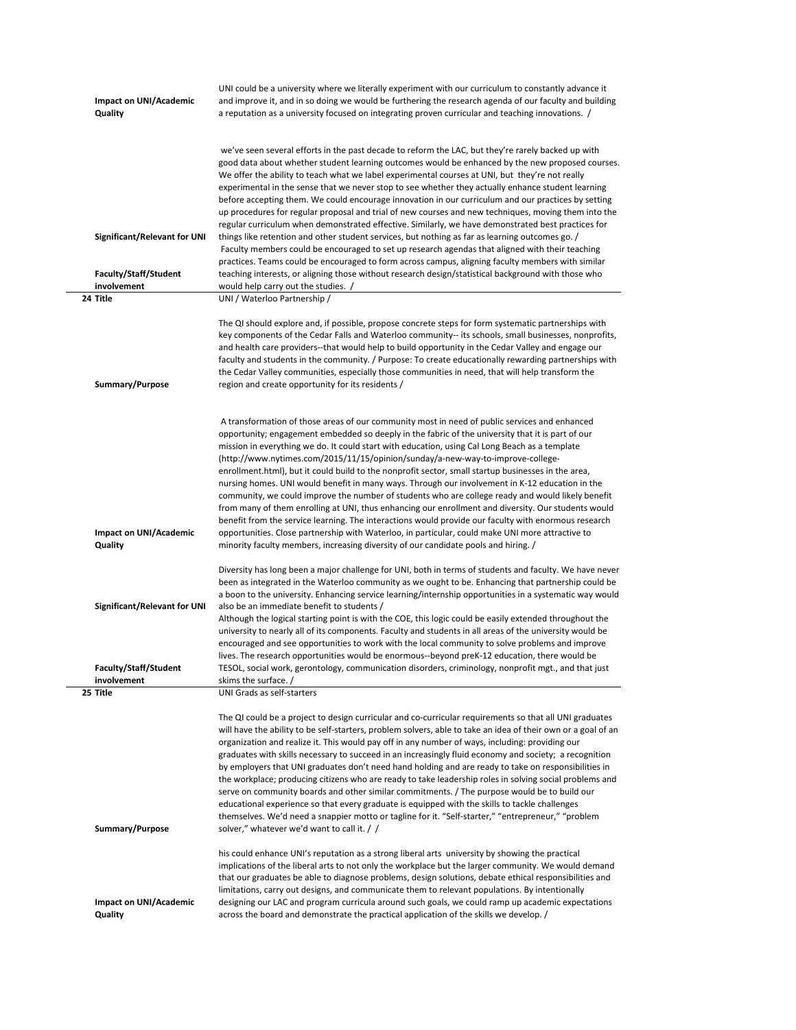| | |
|---|---|
| **Impact on UNI/Academic Quality** | UNI could be a university where we literally experiment with our curriculum to constantly advance it and improve it, and in so doing we would be furthering the research agenda of our faculty and building a reputation as a university focused on integrating proven curricular and teaching innovations. / |
| **Significant/Relevant for UNI** | we've seen several efforts in the past decade to reform the LAC, but they're rarely backed up with good data about whether student learning outcomes would be enhanced by the new proposed courses. We offer the ability to teach what we label experimental courses at UNI, but they're not really experimental in the sense that we never stop to see whether they actually enhance student learning before accepting them. We could encourage innovation in our curriculum and our practices by setting up procedures for regular proposal and trial of new courses and new techniques, moving them into the regular curriculum when demonstrated effective. Similarly, we have demonstrated best practices for things like retention and other student services, but nothing as far as learning outcomes go. / |
| **Faculty/Staff/Student involvement** | Faculty members could be encouraged to set up research agendas that aligned with their teaching practices. Teams could be encouraged to form across campus, aligning faculty members with similar teaching interests, or aligning those without research design/statistical background with those who would help carry out the studies. / |
| **24 Title** | UNI / Waterloo Partnership / |
| **Summary/Purpose** | The QI should explore and, if possible, propose concrete steps for form systematic partnerships with key components of the Cedar Falls and Waterloo community-- its schools, small businesses, nonprofits, and health care providers--that would help to build opportunity in the Cedar Valley and engage our faculty and students in the community. / Purpose: To create educationally rewarding partnerships with the Cedar Valley communities, especially those communities in need, that will help transform the region and create opportunity for its residents / |
| **Impact on UNI/Academic Quality** | A transformation of those areas of our community most in need of public services and enhanced opportunity; engagement embedded so deeply in the fabric of the university that it is part of our mission in everything we do. It could start with education, using Cal Long Beach as a template (http://www.nytimes.com/2015/11/15/opinion/sunday/a-new-way-to-improve-college-enrollment.html), but it could build to the nonprofit sector, small startup businesses in the area, nursing homes. UNI would benefit in many ways. Through our involvement in K-12 education in the community, we could improve the number of students who are college ready and would likely benefit from many of them enrolling at UNI, thus enhancing our enrollment and diversity. Our students would benefit from the service learning. The interactions would provide our faculty with enormous research opportunities. Close partnership with Waterloo, in particular, could make UNI more attractive to minority faculty members, increasing diversity of our candidate pools and hiring. / |
| **Significant/Relevant for UNI** | Diversity has long been a major challenge for UNI, both in terms of students and faculty. We have never been as integrated in the Waterloo community as we ought to be. Enhancing that partnership could be a boon to the university. Enhancing service learning/internship opportunities in a systematic way would also be an immediate benefit to students / |
| **Faculty/Staff/Student involvement** | Although the logical starting point is with the COE, this logic could be easily extended throughout the university to nearly all of its components. Faculty and students in all areas of the university would be encouraged and see opportunities to work with the local community to solve problems and improve lives. The research opportunities would be enormous--beyond preK-12 education, there would be TESOL, social work, gerontology, communication disorders, criminology, nonprofit mgt., and that just skims the surface. / |
| **25 Title** | UNI Grads as self-starters |
| **Summary/Purpose** | The QI could be a project to design curricular and co-curricular requirements so that all UNI graduates will have the ability to be self-starters, problem solvers, able to take an idea of their own or a goal of an organization and realize it. This would pay off in any number of ways, including: providing our graduates with skills necessary to succeed in an increasingly fluid economy and society; a recognition by employers that UNI graduates don't need hand holding and are ready to take on responsibilities in the workplace; producing citizens who are ready to take leadership roles in solving social problems and serve on community boards and other similar commitments. / The purpose would be to build our educational experience so that every graduate is equipped with the skills to tackle challenges themselves. We'd need a snappier motto or tagline for it. "Self-starter," "entrepreneur," "problem solver," whatever we'd want to call it. / / |
| **Impact on UNI/Academic Quality** | his could enhance UNI's reputation as a strong liberal arts university by showing the practical implications of the liberal arts to not only the workplace but the larger community. We would demand that our graduates be able to diagnose problems, design solutions, debate ethical responsibilities and limitations, carry out designs, and communicate them to relevant populations. By intentionally designing our LAC and program curricula around such goals, we could ramp up academic expectations across the board and demonstrate the practical application of the skills we develop. / |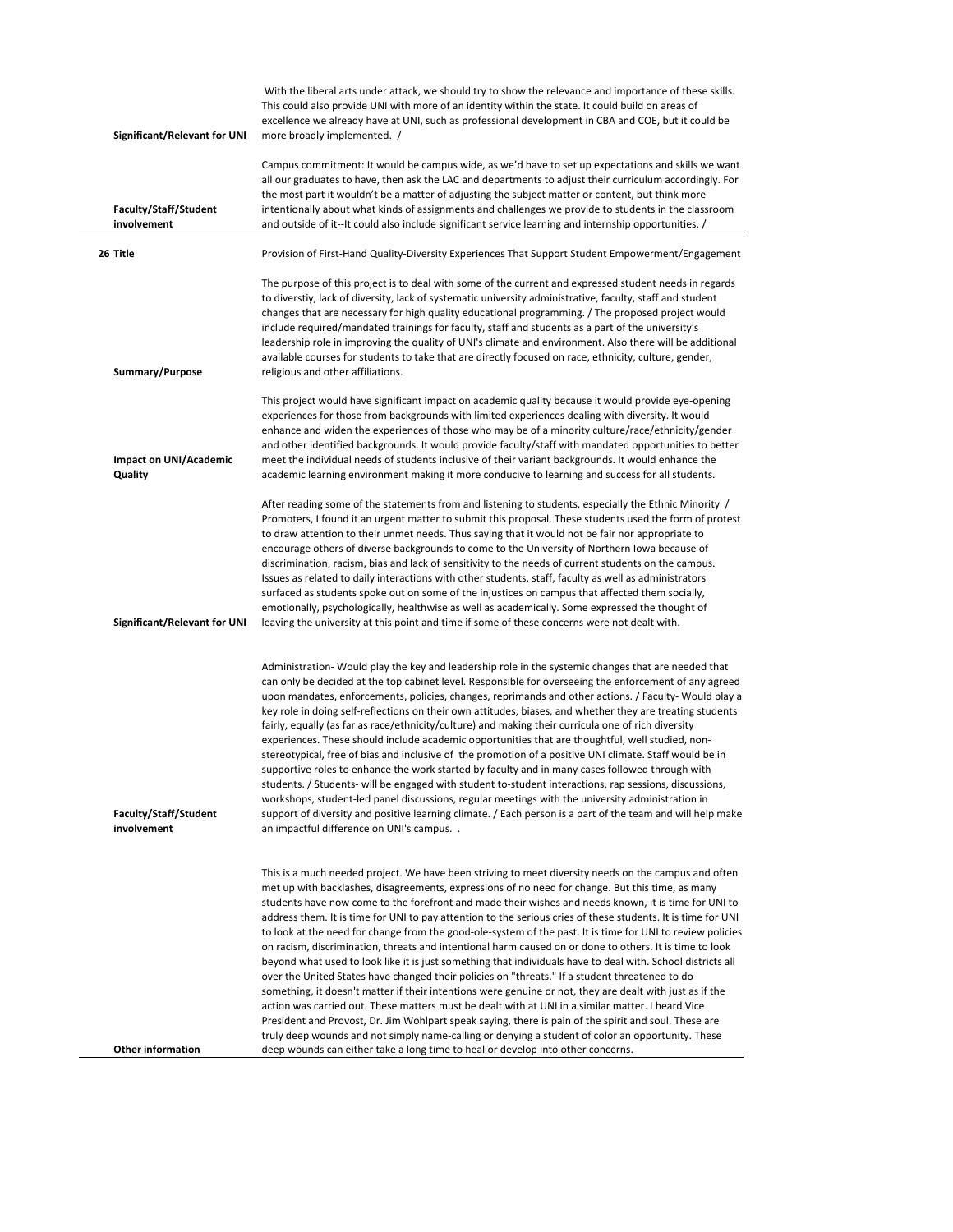| | |
|---|---|
| **Significant/Relevant for UNI** | With the liberal arts under attack, we should try to show the relevance and importance of these skills. This could also provide UNI with more of an identity within the state. It could build on areas of excellence we already have at UNI, such as professional development in CBA and COE, but it could be more broadly implemented. / |
| **Faculty/Staff/Student involvement** | Campus commitment: It would be campus wide, as we'd have to set up expectations and skills we want all our graduates to have, then ask the LAC and departments to adjust their curriculum accordingly. For the most part it wouldn't be a matter of adjusting the subject matter or content, but think more intentionally about what kinds of assignments and challenges we provide to students in the classroom and outside of it--It could also include significant service learning and internship opportunities. / |
| **26 Title** | Provision of First-Hand Quality-Diversity Experiences That Support Student Empowerment/Engagement |
| **Summary/Purpose** | The purpose of this project is to deal with some of the current and expressed student needs in regards to diverstiy, lack of diversity, lack of systematic university administrative, faculty, staff and student changes that are necessary for high quality educational programming. / The proposed project would include required/mandated trainings for faculty, staff and students as a part of the university's leadership role in improving the quality of UNI's climate and environment. Also there will be additional available courses for students to take that are directly focused on race, ethnicity, culture, gender, religious and other affiliations. |
| **Impact on UNI/Academic Quality** | This project would have significant impact on academic quality because it would provide eye-opening experiences for those from backgrounds with limited experiences dealing with diversity. It would enhance and widen the experiences of those who may be of a minority culture/race/ethnicity/gender and other identified backgrounds. It would provide faculty/staff with mandated opportunities to better meet the individual needs of students inclusive of their variant backgrounds. It would enhance the academic learning environment making it more conducive to learning and success for all students. |
| **Significant/Relevant for UNI** | After reading some of the statements from and listening to students, especially the Ethnic Minority / Promoters, I found it an urgent matter to submit this proposal. These students used the form of protest to draw attention to their unmet needs. Thus saying that it would not be fair nor appropriate to encourage others of diverse backgrounds to come to the University of Northern Iowa because of discrimination, racism, bias and lack of sensitivity to the needs of current students on the campus. Issues as related to daily interactions with other students, staff, faculty as well as administrators surfaced as students spoke out on some of the injustices on campus that affected them socially, emotionally, psychologically, healthwise as well as academically. Some expressed the thought of leaving the university at this point and time if some of these concerns were not dealt with. |
| **Faculty/Staff/Student involvement** | Administration- Would play the key and leadership role in the systemic changes that are needed that can only be decided at the top cabinet level. Responsible for overseeing the enforcement of any agreed upon mandates, enforcements, policies, changes, reprimands and other actions. / Faculty- Would play a key role in doing self-reflections on their own attitudes, biases, and whether they are treating students fairly, equally (as far as race/ethnicity/culture) and making their curricula one of rich diversity experiences. These should include academic opportunities that are thoughtful, well studied, non-stereotypical, free of bias and inclusive of the promotion of a positive UNI climate. Staff would be in supportive roles to enhance the work started by faculty and in many cases followed through with students. / Students- will be engaged with student to-student interactions, rap sessions, discussions, workshops, student-led panel discussions, regular meetings with the university administration in support of diversity and positive learning climate. / Each person is a part of the team and will help make an impactful difference on UNI's campus. . |
| **Other information** | This is a much needed project. We have been striving to meet diversity needs on the campus and often met up with backlashes, disagreements, expressions of no need for change. But this time, as many students have now come to the forefront and made their wishes and needs known, it is time for UNI to address them. It is time for UNI to pay attention to the serious cries of these students. It is time for UNI to look at the need for change from the good-ole-system of the past. It is time for UNI to review policies on racism, discrimination, threats and intentional harm caused on or done to others. It is time to look beyond what used to look like it is just something that individuals have to deal with. School districts all over the United States have changed their policies on "threats." If a student threatened to do something, it doesn't matter if their intentions were genuine or not, they are dealt with just as if the action was carried out. These matters must be dealt with at UNI in a similar matter. I heard Vice President and Provost, Dr. Jim Wohlpart speak saying, there is pain of the spirit and soul. These are truly deep wounds and not simply name-calling or denying a student of color an opportunity. These deep wounds can either take a long time to heal or develop into other concerns. |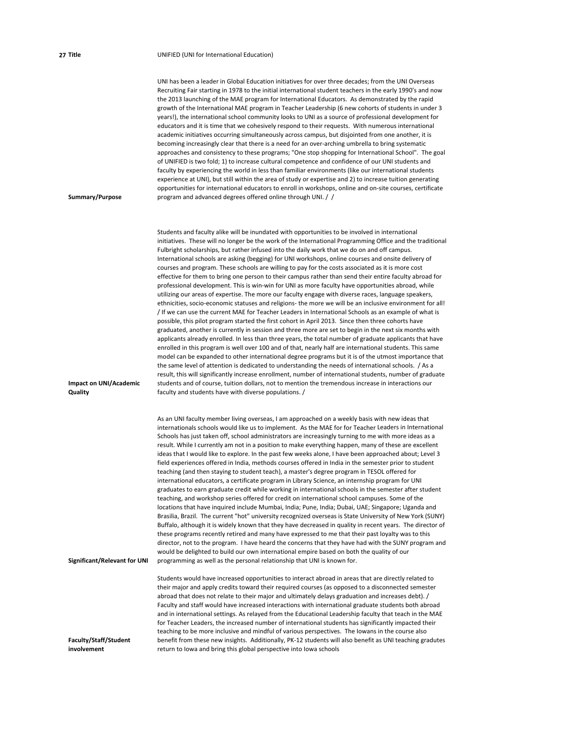**27 Title**

UNIFIED (UNI for International Education)

**Summary/Purpose**

UNI has been a leader in Global Education initiatives for over three decades; from the UNI Overseas Recruiting Fair starting in 1978 to the initial international student teachers in the early 1990's and now the 2013 launching of the MAE program for International Educators. As demonstrated by the rapid growth of the International MAE program in Teacher Leadership (6 new cohorts of students in under 3 years!), the international school community looks to UNI as a source of professional development for educators and it is time that we cohesively respond to their requests. With numerous international academic initiatives occurring simultaneously across campus, but disjointed from one another, it is becoming increasingly clear that there is a need for an over-arching umbrella to bring systematic approaches and consistency to these programs; "One stop shopping for International School". The goal of UNIFIED is two fold; 1) to increase cultural competence and confidence of our UNI students and faculty by experiencing the world in less than familiar environments (like our international students experience at UNI), but still within the area of study or expertise and 2) to increase tuition generating opportunities for international educators to enroll in workshops, online and on-site courses, certificate program and advanced degrees offered online through UNI. / /

**Impact on UNI/Academic Quality**

Students and faculty alike will be inundated with opportunities to be involved in international initiatives. These will no longer be the work of the International Programming Office and the traditional Fulbright scholarships, but rather infused into the daily work that we do on and off campus. International schools are asking (begging) for UNI workshops, online courses and onsite delivery of courses and program. These schools are willing to pay for the costs associated as it is more cost effective for them to bring one person to their campus rather than send their entire faculty abroad for professional development. This is win-win for UNI as more faculty have opportunities abroad, while utilizing our areas of expertise. The more our faculty engage with diverse races, language speakers, ethnicities, socio-economic statuses and religions- the more we will be an inclusive environment for all! / If we can use the current MAE for Teacher Leaders in International Schools as an example of what is possible, this pilot program started the first cohort in April 2013. Since then three cohorts have graduated, another is currently in session and three more are set to begin in the next six months with applicants already enrolled. In less than three years, the total number of graduate applicants that have enrolled in this program is well over 100 and of that, nearly half are international students. This same model can be expanded to other international degree programs but it is of the utmost importance that the same level of attention is dedicated to understanding the needs of international schools. / As a result, this will significantly increase enrollment, number of international students, number of graduate students and of course, tuition dollars, not to mention the tremendous increase in interactions our faculty and students have with diverse populations. /

**Significant/Relevant for UNI**

As an UNI faculty member living overseas, I am approached on a weekly basis with new ideas that internationals schools would like us to implement. As the MAE for for Teacher Leaders in International Schools has just taken off, school administrators are increasingly turning to me with more ideas as a result. While I currently am not in a position to make everything happen, many of these are excellent ideas that I would like to explore. In the past few weeks alone, I have been approached about; Level 3 field experiences offered in India, methods courses offered in India in the semester prior to student teaching (and then staying to student teach), a master's degree program in TESOL offered for international educators, a certificate program in Library Science, an internship program for UNI graduates to earn graduate credit while working in international schools in the semester after student teaching, and workshop series offered for credit on international school campuses. Some of the locations that have inquired include Mumbai, India; Pune, India; Dubai, UAE; Singapore; Uganda and Brasilia, Brazil. The current "hot" university recognized overseas is State University of New York (SUNY) Buffalo, although it is widely known that they have decreased in quality in recent years. The director of these programs recently retired and many have expressed to me that their past loyalty was to this director, not to the program. I have heard the concerns that they have had with the SUNY program and would be delighted to build our own international empire based on both the quality of our programming as well as the personal relationship that UNI is known for.

**Faculty/Staff/Student involvement**

Students would have increased opportunities to interact abroad in areas that are directly related to their major and apply credits toward their required courses (as opposed to a disconnected semester abroad that does not relate to their major and ultimately delays graduation and increases debt). / Faculty and staff would have increased interactions with international graduate students both abroad and in international settings. As relayed from the Educational Leadership faculty that teach in the MAE for Teacher Leaders, the increased number of international students has significantly impacted their teaching to be more inclusive and mindful of various perspectives. The Iowans in the course also benefit from these new insights. Additionally, PK-12 students will also benefit as UNI teaching gradutes return to Iowa and bring this global perspective into Iowa schools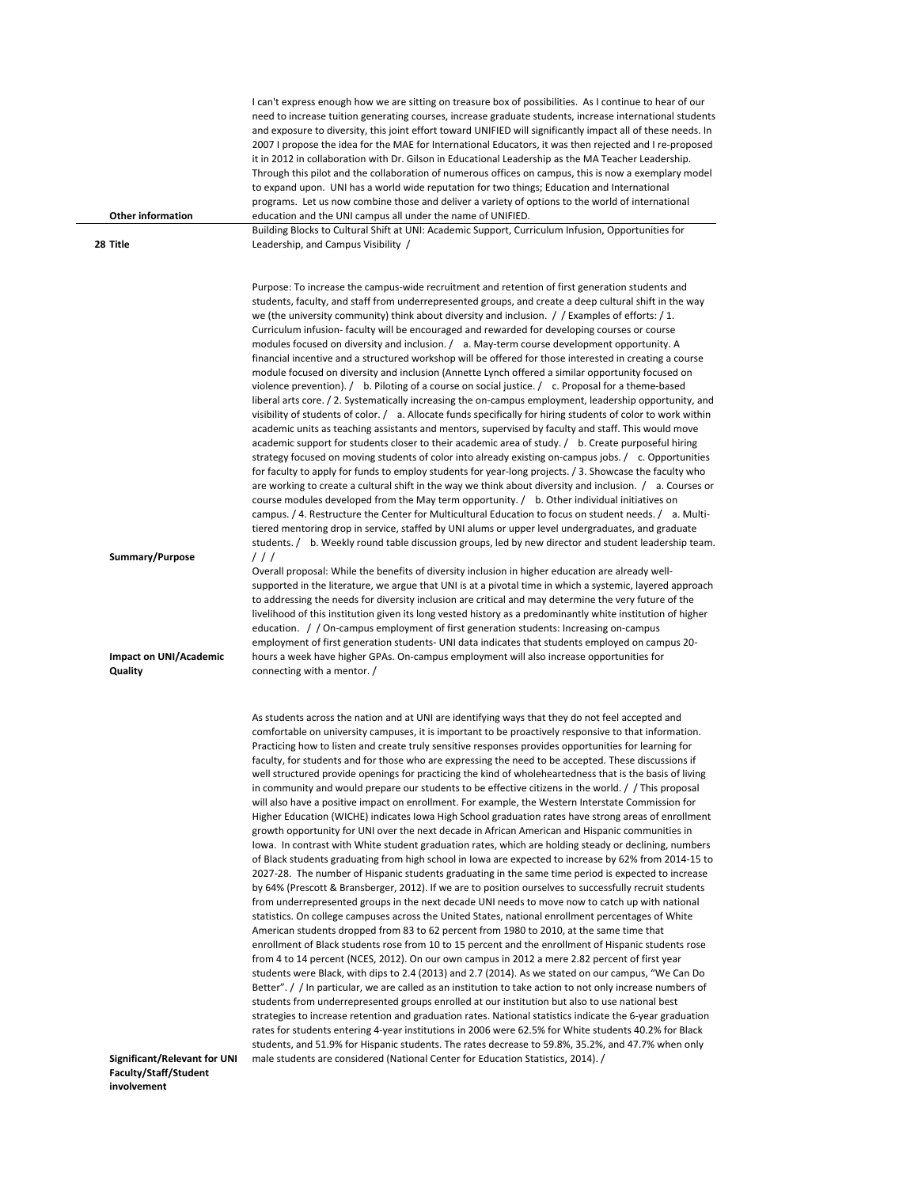**Other information**

I can't express enough how we are sitting on treasure box of possibilities. As I continue to hear of our need to increase tuition generating courses, increase graduate students, increase international students and exposure to diversity, this joint effort toward UNIFIED will significantly impact all of these needs. In 2007 I propose the idea for the MAE for International Educators, it was then rejected and I re-proposed it in 2012 in collaboration with Dr. Gilson in Educational Leadership as the MA Teacher Leadership. Through this pilot and the collaboration of numerous offices on campus, this is now a exemplary model to expand upon. UNI has a world wide reputation for two things; Education and International programs. Let us now combine those and deliver a variety of options to the world of international education and the UNI campus all under the name of UNIFIED.

---

**28 Title**

Building Blocks to Cultural Shift at UNI: Academic Support, Curriculum Infusion, Opportunities for Leadership, and Campus Visibility /

**Summary/Purpose**

Purpose: To increase the campus-wide recruitment and retention of first generation students and students, faculty, and staff from underrepresented groups, and create a deep cultural shift in the way we (the university community) think about diversity and inclusion. / / Examples of efforts: / 1. Curriculum infusion- faculty will be encouraged and rewarded for developing courses or course modules focused on diversity and inclusion. / a. May-term course development opportunity. A financial incentive and a structured workshop will be offered for those interested in creating a course module focused on diversity and inclusion (Annette Lynch offered a similar opportunity focused on violence prevention). / b. Piloting of a course on social justice. / c. Proposal for a theme-based liberal arts core. / 2. Systematically increasing the on-campus employment, leadership opportunity, and visibility of students of color. / a. Allocate funds specifically for hiring students of color to work within academic units as teaching assistants and mentors, supervised by faculty and staff. This would move academic support for students closer to their academic area of study. / b. Create purposeful hiring strategy focused on moving students of color into already existing on-campus jobs. / c. Opportunities for faculty to apply for funds to employ students for year-long projects. / 3. Showcase the faculty who are working to create a cultural shift in the way we think about diversity and inclusion. / a. Courses or course modules developed from the May term opportunity. / b. Other individual initiatives on campus. / 4. Restructure the Center for Multicultural Education to focus on student needs. / a. Multi-tiered mentoring drop in service, staffed by UNI alums or upper level undergraduates, and graduate students. / b. Weekly round table discussion groups, led by new director and student leadership team. / / /

**Impact on UNI/Academic Quality**

Overall proposal: While the benefits of diversity inclusion in higher education are already well-supported in the literature, we argue that UNI is at a pivotal time in which a systemic, layered approach to addressing the needs for diversity inclusion are critical and may determine the very future of the livelihood of this institution given its long vested history as a predominantly white institution of higher education. / / On-campus employment of first generation students: Increasing on-campus employment of first generation students- UNI data indicates that students employed on campus 20-hours a week have higher GPAs. On-campus employment will also increase opportunities for connecting with a mentor. /

**Significant/Relevant for UNI Faculty/Staff/Student involvement**

As students across the nation and at UNI are identifying ways that they do not feel accepted and comfortable on university campuses, it is important to be proactively responsive to that information. Practicing how to listen and create truly sensitive responses provides opportunities for learning for faculty, for students and for those who are expressing the need to be accepted. These discussions if well structured provide openings for practicing the kind of wholeheartedness that is the basis of living in community and would prepare our students to be effective citizens in the world. / / This proposal will also have a positive impact on enrollment. For example, the Western Interstate Commission for Higher Education (WICHE) indicates Iowa High School graduation rates have strong areas of enrollment growth opportunity for UNI over the next decade in African American and Hispanic communities in Iowa. In contrast with White student graduation rates, which are holding steady or declining, numbers of Black students graduating from high school in Iowa are expected to increase by 62% from 2014-15 to 2027-28. The number of Hispanic students graduating in the same time period is expected to increase by 64% (Prescott & Bransberger, 2012). If we are to position ourselves to successfully recruit students from underrepresented groups in the next decade UNI needs to move now to catch up with national statistics. On college campuses across the United States, national enrollment percentages of White American students dropped from 83 to 62 percent from 1980 to 2010, at the same time that enrollment of Black students rose from 10 to 15 percent and the enrollment of Hispanic students rose from 4 to 14 percent (NCES, 2012). On our own campus in 2012 a mere 2.82 percent of first year students were Black, with dips to 2.4 (2013) and 2.7 (2014). As we stated on our campus, "We Can Do Better". / / In particular, we are called as an institution to take action to not only increase numbers of students from underrepresented groups enrolled at our institution but also to use national best strategies to increase retention and graduation rates. National statistics indicate the 6-year graduation rates for students entering 4-year institutions in 2006 were 62.5% for White students 40.2% for Black students, and 51.9% for Hispanic students. The rates decrease to 59.8%, 35.2%, and 47.7% when only male students are considered (National Center for Education Statistics, 2014). /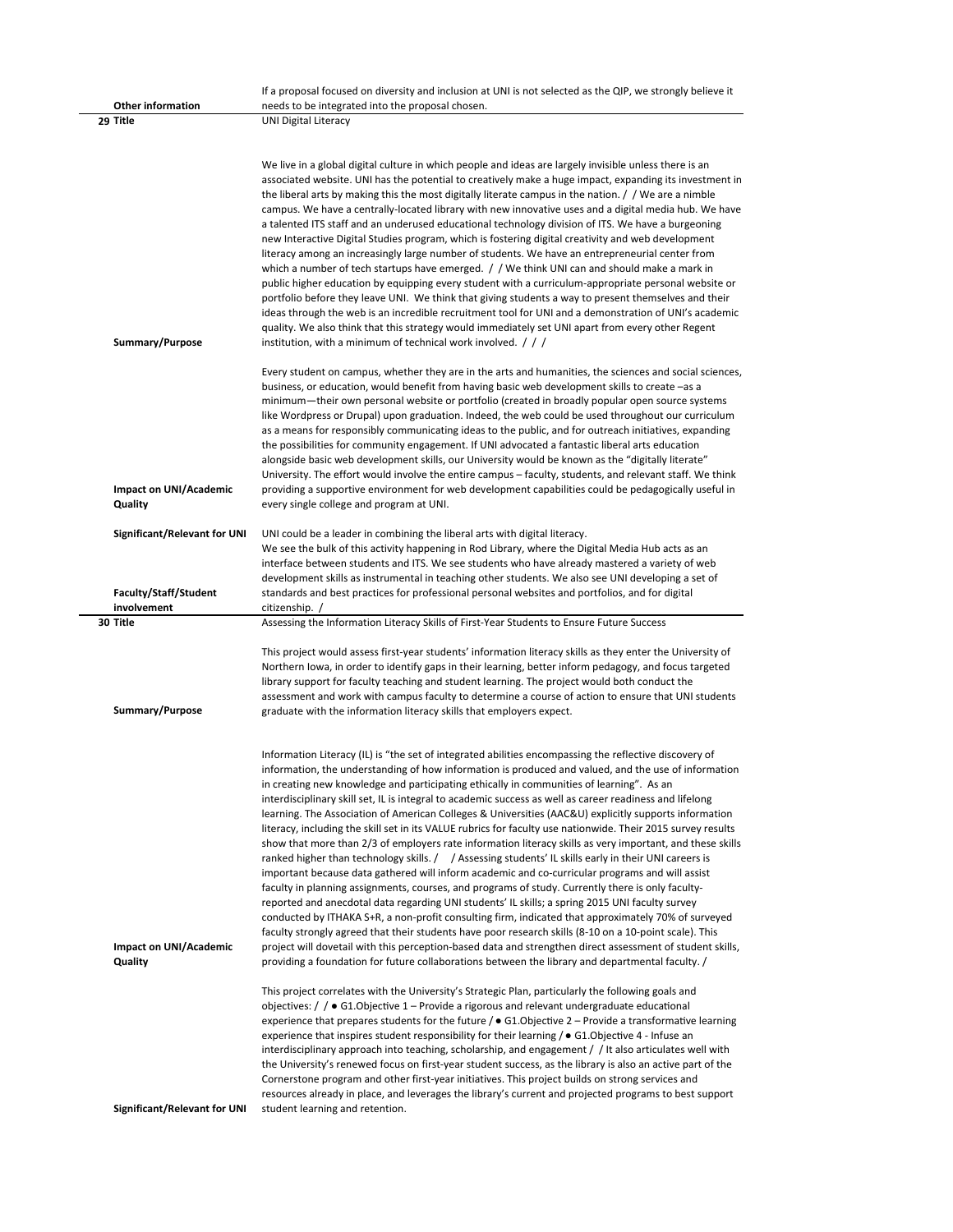| | | |
|---|---|---|
| | **Other information** | If a proposal focused on diversity and inclusion at UNI is not selected as the QIP, we strongly believe it needs to be integrated into the proposal chosen. |
| **29** | **Title** | UNI Digital Literacy |
| | **Summary/Purpose** | We live in a global digital culture in which people and ideas are largely invisible unless there is an associated website. UNI has the potential to creatively make a huge impact, expanding its investment in the liberal arts by making this the most digitally literate campus in the nation. / / We are a nimble campus. We have a centrally-located library with new innovative uses and a digital media hub. We have a talented ITS staff and an underused educational technology division of ITS. We have a burgeoning new Interactive Digital Studies program, which is fostering digital creativity and web development literacy among an increasingly large number of students. We have an entrepreneurial center from which a number of tech startups have emerged. / / We think UNI can and should make a mark in public higher education by equipping every student with a curriculum-appropriate personal website or portfolio before they leave UNI. We think that giving students a way to present themselves and their ideas through the web is an incredible recruitment tool for UNI and a demonstration of UNI's academic quality. We also think that this strategy would immediately set UNI apart from every other Regent institution, with a minimum of technical work involved. / / / |
| | **Impact on UNI/Academic Quality** | Every student on campus, whether they are in the arts and humanities, the sciences and social sciences, business, or education, would benefit from having basic web development skills to create –as a minimum—their own personal website or portfolio (created in broadly popular open source systems like Wordpress or Drupal) upon graduation. Indeed, the web could be used throughout our curriculum as a means for responsibly communicating ideas to the public, and for outreach initiatives, expanding the possibilities for community engagement. If UNI advocated a fantastic liberal arts education alongside basic web development skills, our University would be known as the "digitally literate" University. The effort would involve the entire campus – faculty, students, and relevant staff. We think providing a supportive environment for web development capabilities could be pedagogically useful in every single college and program at UNI. |
| | **Significant/Relevant for UNI** | UNI could be a leader in combining the liberal arts with digital literacy. |
| | **Faculty/Staff/Student involvement** | We see the bulk of this activity happening in Rod Library, where the Digital Media Hub acts as an interface between students and ITS. We see students who have already mastered a variety of web development skills as instrumental in teaching other students. We also see UNI developing a set of standards and best practices for professional personal websites and portfolios, and for digital citizenship. / |
| **30** | **Title** | Assessing the Information Literacy Skills of First-Year Students to Ensure Future Success |
| | **Summary/Purpose** | This project would assess first-year students' information literacy skills as they enter the University of Northern Iowa, in order to identify gaps in their learning, better inform pedagogy, and focus targeted library support for faculty teaching and student learning. The project would both conduct the assessment and work with campus faculty to determine a course of action to ensure that UNI students graduate with the information literacy skills that employers expect. |
| | **Impact on UNI/Academic Quality** | Information Literacy (IL) is "the set of integrated abilities encompassing the reflective discovery of information, the understanding of how information is produced and valued, and the use of information in creating new knowledge and participating ethically in communities of learning". As an interdisciplinary skill set, IL is integral to academic success as well as career readiness and lifelong learning. The Association of American Colleges & Universities (AAC&U) explicitly supports information literacy, including the skill set in its VALUE rubrics for faculty use nationwide. Their 2015 survey results show that more than 2/3 of employers rate information literacy skills as very important, and these skills ranked higher than technology skills. / / Assessing students' IL skills early in their UNI careers is important because data gathered will inform academic and co-curricular programs and will assist faculty in planning assignments, courses, and programs of study. Currently there is only faculty-reported and anecdotal data regarding UNI students' IL skills; a spring 2015 UNI faculty survey conducted by ITHAKA S+R, a non-profit consulting firm, indicated that approximately 70% of surveyed faculty strongly agreed that their students have poor research skills (8-10 on a 10-point scale). This project will dovetail with this perception-based data and strengthen direct assessment of student skills, providing a foundation for future collaborations between the library and departmental faculty. / |
| | **Significant/Relevant for UNI** | This project correlates with the University's Strategic Plan, particularly the following goals and objectives: / / ● G1.Objective 1 – Provide a rigorous and relevant undergraduate educational experience that prepares students for the future / ● G1.Objective 2 – Provide a transformative learning experience that inspires student responsibility for their learning / ● G1.Objective 4 - Infuse an interdisciplinary approach into teaching, scholarship, and engagement / / It also articulates well with the University's renewed focus on first-year student success, as the library is also an active part of the Cornerstone program and other first-year initiatives. This project builds on strong services and resources already in place, and leverages the library's current and projected programs to best support student learning and retention. |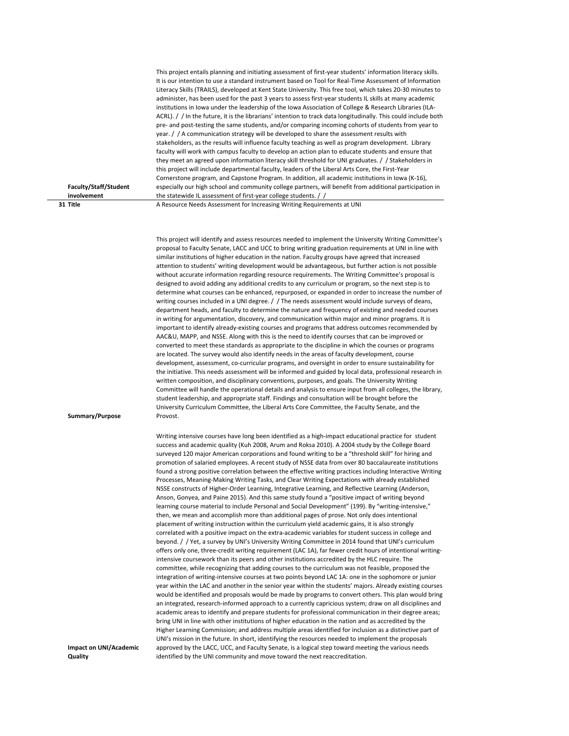| | |
|---|---|
| **Faculty/Staff/Student involvement** | This project entails planning and initiating assessment of first-year students' information literacy skills. It is our intention to use a standard instrument based on Tool for Real-Time Assessment of Information Literacy Skills (TRAILS), developed at Kent State University. This free tool, which takes 20-30 minutes to administer, has been used for the past 3 years to assess first-year students IL skills at many academic institutions in Iowa under the leadership of the Iowa Association of College & Research Libraries (ILA-ACRL). / / In the future, it is the librarians' intention to track data longitudinally. This could include both pre- and post-testing the same students, and/or comparing incoming cohorts of students from year to year. / / A communication strategy will be developed to share the assessment results with stakeholders, as the results will influence faculty teaching as well as program development. Library faculty will work with campus faculty to develop an action plan to educate students and ensure that they meet an agreed upon information literacy skill threshold for UNI graduates. / / Stakeholders in this project will include departmental faculty, leaders of the Liberal Arts Core, the First-Year Cornerstone program, and Capstone Program. In addition, all academic institutions in Iowa (K-16), especially our high school and community college partners, will benefit from additional participation in the statewide IL assessment of first-year college students. / / |
| **31 Title** | A Resource Needs Assessment for Increasing Writing Requirements at UNI |
| **Summary/Purpose** | This project will identify and assess resources needed to implement the University Writing Committee's proposal to Faculty Senate, LACC and UCC to bring writing graduation requirements at UNI in line with similar institutions of higher education in the nation. Faculty groups have agreed that increased attention to students' writing development would be advantageous, but further action is not possible without accurate information regarding resource requirements. The Writing Committee's proposal is designed to avoid adding any additional credits to any curriculum or program, so the next step is to determine what courses can be enhanced, repurposed, or expanded in order to increase the number of writing courses included in a UNI degree. / / The needs assessment would include surveys of deans, department heads, and faculty to determine the nature and frequency of existing and needed courses in writing for argumentation, discovery, and communication within major and minor programs. It is important to identify already-existing courses and programs that address outcomes recommended by AAC&U, MAPP, and NSSE. Along with this is the need to identify courses that can be improved or converted to meet these standards as appropriate to the discipline in which the courses or programs are located. The survey would also identify needs in the areas of faculty development, course development, assessment, co-curricular programs, and oversight in order to ensure sustainability for the initiative. This needs assessment will be informed and guided by local data, professional research in written composition, and disciplinary conventions, purposes, and goals. The University Writing Committee will handle the operational details and analysis to ensure input from all colleges, the library, student leadership, and appropriate staff. Findings and consultation will be brought before the University Curriculum Committee, the Liberal Arts Core Committee, the Faculty Senate, and the Provost. |
| **Impact on UNI/Academic Quality** | Writing intensive courses have long been identified as a high-impact educational practice for student success and academic quality (Kuh 2008, Arum and Roksa 2010). A 2004 study by the College Board surveyed 120 major American corporations and found writing to be a "threshold skill" for hiring and promotion of salaried employees. A recent study of NSSE data from over 80 baccalaureate institutions found a strong positive correlation between the effective writing practices including Interactive Writing Processes, Meaning-Making Writing Tasks, and Clear Writing Expectations with already established NSSE constructs of Higher-Order Learning, Integrative Learning, and Reflective Learning (Anderson, Anson, Gonyea, and Paine 2015). And this same study found a "positive impact of writing beyond learning course material to include Personal and Social Development" (199). By "writing-intensive," then, we mean and accomplish more than additional pages of prose. Not only does intentional placement of writing instruction within the curriculum yield academic gains, it is also strongly correlated with a positive impact on the extra-academic variables for student success in college and beyond. / / Yet, a survey by UNI's University Writing Committee in 2014 found that UNI's curriculum offers only one, three-credit writing requirement (LAC 1A), far fewer credit hours of intentional writing-intensive coursework than its peers and other institutions accredited by the HLC require. The committee, while recognizing that adding courses to the curriculum was not feasible, proposed the integration of writing-intensive courses at two points beyond LAC 1A: one in the sophomore or junior year within the LAC and another in the senior year within the students' majors. Already existing courses would be identified and proposals would be made by programs to convert others. This plan would bring an integrated, research-informed approach to a currently capricious system; draw on all disciplines and academic areas to identify and prepare students for professional communication in their degree areas; bring UNI in line with other institutions of higher education in the nation and as accredited by the Higher Learning Commission; and address multiple areas identified for inclusion as a distinctive part of UNI's mission in the future. In short, identifying the resources needed to implement the proposals approved by the LACC, UCC, and Faculty Senate, is a logical step toward meeting the various needs identified by the UNI community and move toward the next reaccreditation. |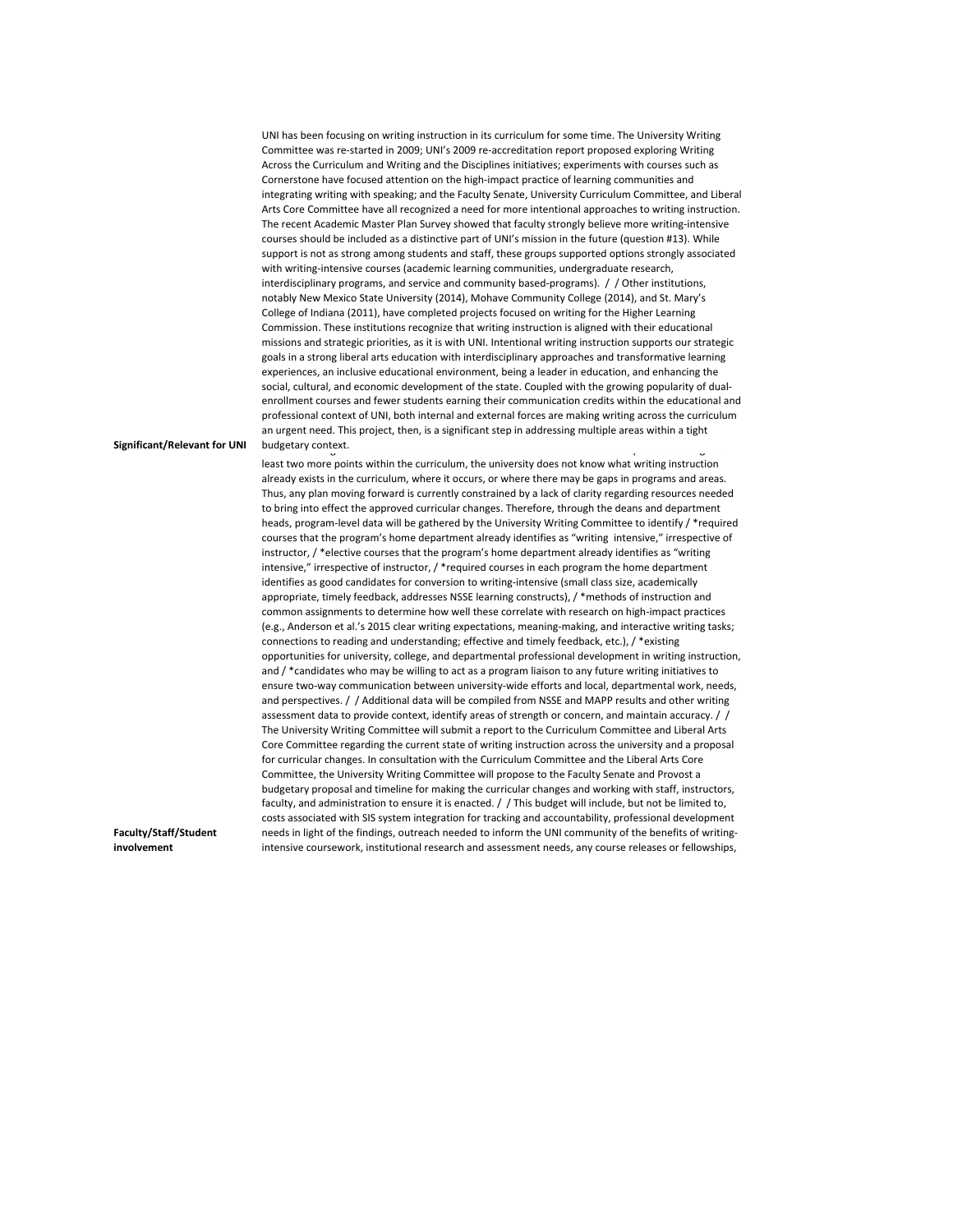**Significant/Relevant for UNI**

UNI has been focusing on writing instruction in its curriculum for some time. The University Writing Committee was re-started in 2009; UNI's 2009 re-accreditation report proposed exploring Writing Across the Curriculum and Writing and the Disciplines initiatives; experiments with courses such as Cornerstone have focused attention on the high-impact practice of learning communities and integrating writing with speaking; and the Faculty Senate, University Curriculum Committee, and Liberal Arts Core Committee have all recognized a need for more intentional approaches to writing instruction. The recent Academic Master Plan Survey showed that faculty strongly believe more writing-intensive courses should be included as a distinctive part of UNI's mission in the future (question #13). While support is not as strong among students and staff, these groups supported options strongly associated with writing-intensive courses (academic learning communities, undergraduate research, interdisciplinary programs, and service and community based-programs). / / Other institutions, notably New Mexico State University (2014), Mohave Community College (2014), and St. Mary's College of Indiana (2011), have completed projects focused on writing for the Higher Learning Commission. These institutions recognize that writing instruction is aligned with their educational missions and strategic priorities, as it is with UNI. Intentional writing instruction supports our strategic goals in a strong liberal arts education with interdisciplinary approaches and transformative learning experiences, an inclusive educational environment, being a leader in education, and enhancing the social, cultural, and economic development of the state. Coupled with the growing popularity of dual-enrollment courses and fewer students earning their communication credits within the educational and professional context of UNI, both internal and external forces are making writing across the curriculum an urgent need. This project, then, is a significant step in addressing multiple areas within a tight budgetary context.

**Faculty/Staff/Student involvement**

least two more points within the curriculum, the university does not know what writing instruction already exists in the curriculum, where it occurs, or where there may be gaps in programs and areas. Thus, any plan moving forward is currently constrained by a lack of clarity regarding resources needed to bring into effect the approved curricular changes. Therefore, through the deans and department heads, program-level data will be gathered by the University Writing Committee to identify / *required courses that the program's home department already identifies as "writing intensive," irrespective of instructor, / *elective courses that the program's home department already identifies as "writing intensive," irrespective of instructor, / *required courses in each program the home department identifies as good candidates for conversion to writing-intensive (small class size, academically appropriate, timely feedback, addresses NSSE learning constructs), / *methods of instruction and common assignments to determine how well these correlate with research on high-impact practices (e.g., Anderson et al.'s 2015 clear writing expectations, meaning-making, and interactive writing tasks; connections to reading and understanding; effective and timely feedback, etc.), / *existing opportunities for university, college, and departmental professional development in writing instruction, and / *candidates who may be willing to act as a program liaison to any future writing initiatives to ensure two-way communication between university-wide efforts and local, departmental work, needs, and perspectives. / / Additional data will be compiled from NSSE and MAPP results and other writing assessment data to provide context, identify areas of strength or concern, and maintain accuracy. / / The University Writing Committee will submit a report to the Curriculum Committee and Liberal Arts Core Committee regarding the current state of writing instruction across the university and a proposal for curricular changes. In consultation with the Curriculum Committee and the Liberal Arts Core Committee, the University Writing Committee will propose to the Faculty Senate and Provost a budgetary proposal and timeline for making the curricular changes and working with staff, instructors, faculty, and administration to ensure it is enacted. / / This budget will include, but not be limited to, costs associated with SIS system integration for tracking and accountability, professional development needs in light of the findings, outreach needed to inform the UNI community of the benefits of writing-intensive coursework, institutional research and assessment needs, any course releases or fellowships,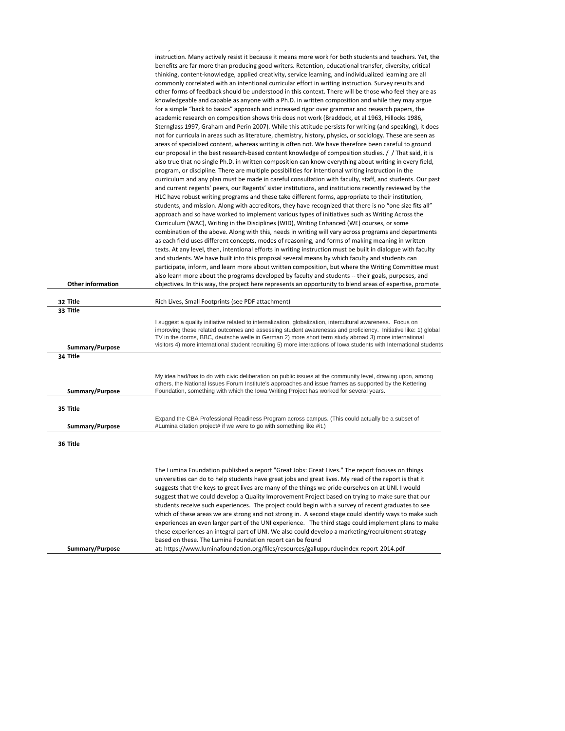| | |
|---|---|
| Other information | instruction. Many actively resist it because it means more work for both students and teachers. Yet, the benefits are far more than producing good writers. Retention, educational transfer, diversity, critical thinking, content-knowledge, applied creativity, service learning, and individualized learning are all commonly correlated with an intentional curricular effort in writing instruction. Survey results and other forms of feedback should be understood in this context. There will be those who feel they are as knowledgeable and capable as anyone with a Ph.D. in written composition and while they may argue for a simple "back to basics" approach and increased rigor over grammar and research papers, the academic research on composition shows this does not work (Braddock, et al 1963, Hillocks 1986, Sternglass 1997, Graham and Perin 2007). While this attitude persists for writing (and speaking), it does not for curricula in areas such as literature, chemistry, history, physics, or sociology. These are seen as areas of specialized content, whereas writing is often not. We have therefore been careful to ground our proposal in the best research-based content knowledge of composition studies. / / That said, it is also true that no single Ph.D. in written composition can know everything about writing in every field, program, or discipline. There are multiple possibilities for intentional writing instruction in the curriculum and any plan must be made in careful consultation with faculty, staff, and students. Our past and current regents' peers, our Regents' sister institutions, and institutions recently reviewed by the HLC have robust writing programs and these take different forms, appropriate to their institution, students, and mission. Along with accreditors, they have recognized that there is no "one size fits all" approach and so have worked to implement various types of initiatives such as Writing Across the Curriculum (WAC), Writing in the Disciplines (WID), Writing Enhanced (WE) courses, or some combination of the above. Along with this, needs in writing will vary across programs and departments as each field uses different concepts, modes of reasoning, and forms of making meaning in written texts. At any level, then, intentional efforts in writing instruction must be built in dialogue with faculty and students. We have built into this proposal several means by which faculty and students can participate, inform, and learn more about written composition, but where the Writing Committee must also learn more about the programs developed by faculty and students -- their goals, purposes, and objectives. In this way, the project here represents an opportunity to blend areas of expertise, promote |
| **32 Title** | Rich Lives, Small Footprints (see PDF attachment) |
| **33 Title** | |
| **Summary/Purpose** | I suggest a quality initiative related to internalization, globalization, intercultural awareness. Focus on improving these related outcomes and assessing student awarenesss and proficiency. Initiative like: 1) global TV in the dorms, BBC, deutsche welle in German 2) more short term study abroad 3) more international visitors 4) more international student recruiting 5) more interactions of Iowa students with International students |
| **34 Title** | |
| **Summary/Purpose** | My idea had/has to do with civic deliberation on public issues at the community level, drawing upon, among others, the National Issues Forum Institute's approaches and issue frames as supported by the Kettering Foundation, something with which the Iowa Writing Project has worked for several years. |
| **35 Title** | |
| **Summary/Purpose** | Expand the CBA Professional Readiness Program across campus. (This could actually be a subset of #Lumina citation project# if we were to go with something like #it.) |
| **36 Title** | |
| **Summary/Purpose** | The Lumina Foundation published a report "Great Jobs: Great Lives." The report focuses on things universities can do to help students have great jobs and great lives. My read of the report is that it suggests that the keys to great lives are many of the things we pride ourselves on at UNI. I would suggest that we could develop a Quality Improvement Project based on trying to make sure that our students receive such experiences. The project could begin with a survey of recent graduates to see which of these areas we are strong and not strong in. A second stage could identify ways to make such experiences an even larger part of the UNI experience. The third stage could implement plans to make these experiences an integral part of UNI. We also could develop a marketing/recruitment strategy based on these. The Lumina Foundation report can be found at: https://www.luminafoundation.org/files/resources/galluppurdueindex-report-2014.pdf |